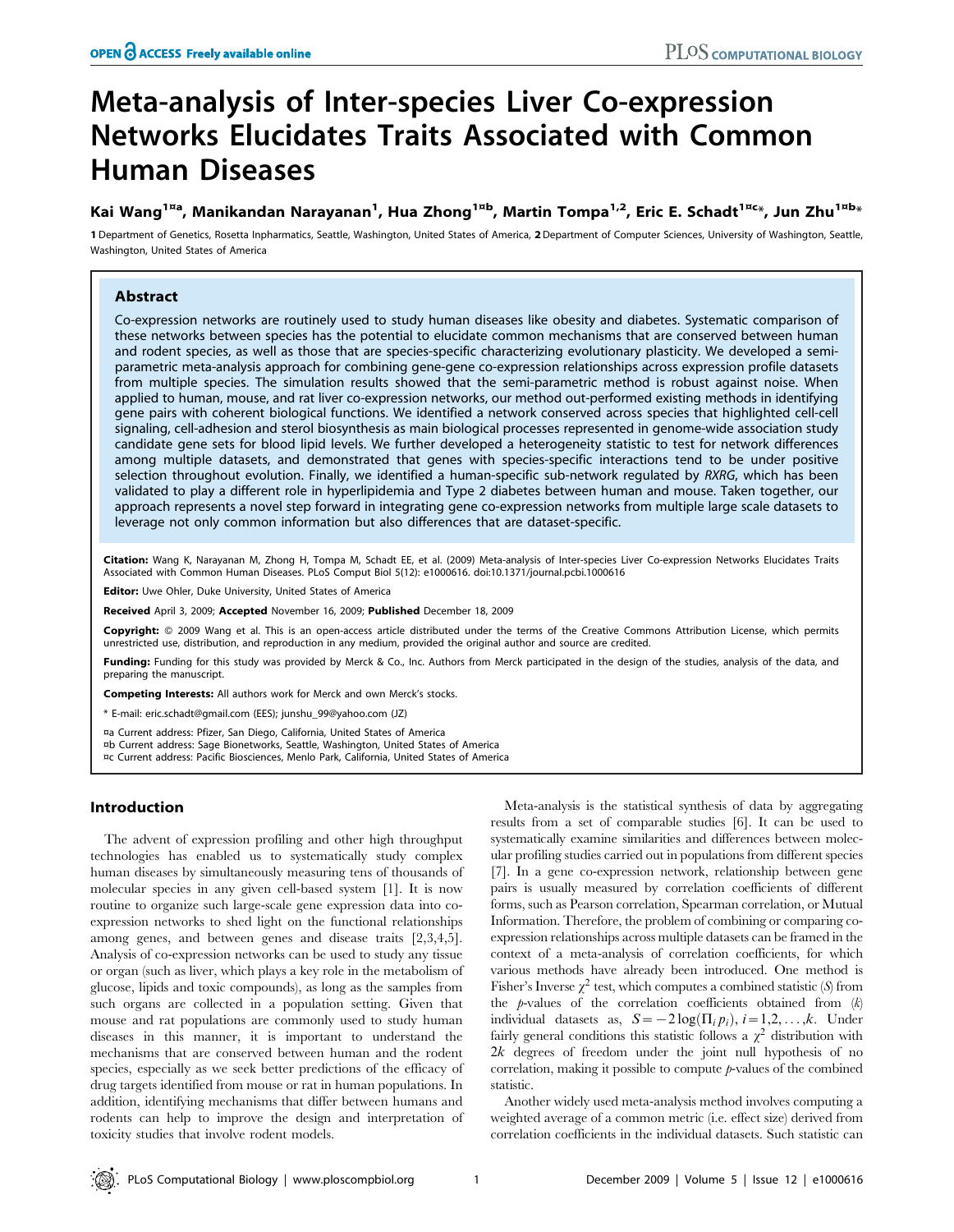# Meta-analysis of Inter-species Liver Co-expression Networks Elucidates Traits Associated with Common Human Diseases

**Kai Wang[1¤a], Manikandan Narayanan[1], Hua Zhong[1¤b], Martin Tompa[1,2], Eric E. Schadt[1¤c*], Jun Zhu[1¤b*]**

1 Department of Genetics, Rosetta Inpharmatics, Seattle, Washington, United States of America, 2 Department of Computer Sciences, University of Washington, Seattle, Washington, United States of America

## Abstract

Co-expression networks are routinely used to study human diseases like obesity and diabetes. Systematic comparison of these networks between species has the potential to elucidate common mechanisms that are conserved between human and rodent species, as well as those that are species-specific characterizing evolutionary plasticity. We developed a semi-parametric meta-analysis approach for combining gene-gene co-expression relationships across expression profile datasets from multiple species. The simulation results showed that the semi-parametric method is robust against noise. When applied to human, mouse, and rat liver co-expression networks, our method out-performed existing methods in identifying gene pairs with coherent biological functions. We identified a network conserved across species that highlighted cell-cell signaling, cell-adhesion and sterol biosynthesis as main biological processes represented in genome-wide association study candidate gene sets for blood lipid levels. We further developed a heterogeneity statistic to test for network differences among multiple datasets, and demonstrated that genes with species-specific interactions tend to be under positive selection throughout evolution. Finally, we identified a human-specific sub-network regulated by *RXRG*, which has been validated to play a different role in hyperlipidemia and Type 2 diabetes between human and mouse. Taken together, our approach represents a novel step forward in integrating gene co-expression networks from multiple large scale datasets to leverage not only common information but also differences that are dataset-specific.

**Citation:** Wang K, Narayanan M, Zhong H, Tompa M, Schadt EE, et al. (2009) Meta-analysis of Inter-species Liver Co-expression Networks Elucidates Traits Associated with Common Human Diseases. PLoS Comput Biol 5(12): e1000616. doi:10.1371/journal.pcbi.1000616

**Editor:** Uwe Ohler, Duke University, United States of America

**Received** April 3, 2009; **Accepted** November 16, 2009; **Published** December 18, 2009

**Copyright:** © 2009 Wang et al. This is an open-access article distributed under the terms of the Creative Commons Attribution License, which permits unrestricted use, distribution, and reproduction in any medium, provided the original author and source are credited.

**Funding:** Funding for this study was provided by Merck & Co., Inc. Authors from Merck participated in the design of the studies, analysis of the data, and preparing the manuscript.

**Competing Interests:** All authors work for Merck and own Merck's stocks.

\* E-mail: eric.schadt@gmail.com (EES); junshu_99@yahoo.com (JZ)

¤a Current address: Pfizer, San Diego, California, United States of America
¤b Current address: Sage Bionetworks, Seattle, Washington, United States of America
¤c Current address: Pacific Biosciences, Menlo Park, California, United States of America

## Introduction

The advent of expression profiling and other high throughput technologies has enabled us to systematically study complex human diseases by simultaneously measuring tens of thousands of molecular species in any given cell-based system [1]. It is now routine to organize such large-scale gene expression data into co-expression networks to shed light on the functional relationships among genes, and between genes and disease traits [2,3,4,5]. Analysis of co-expression networks can be used to study any tissue or organ (such as liver, which plays a key role in the metabolism of glucose, lipids and toxic compounds), as long as the samples from such organs are collected in a population setting. Given that mouse and rat populations are commonly used to study human diseases in this manner, it is important to understand the mechanisms that are conserved between human and the rodent species, especially as we seek better predictions of the efficacy of drug targets identified from mouse or rat in human populations. In addition, identifying mechanisms that differ between humans and rodents can help to improve the design and interpretation of toxicity studies that involve rodent models.

Meta-analysis is the statistical synthesis of data by aggregating results from a set of comparable studies [6]. It can be used to systematically examine similarities and differences between molecular profiling studies carried out in populations from different species [7]. In a gene co-expression network, relationship between gene pairs is usually measured by correlation coefficients of different forms, such as Pearson correlation, Spearman correlation, or Mutual Information. Therefore, the problem of combining or comparing co-expression relationships across multiple datasets can be framed in the context of a meta-analysis of correlation coefficients, for which various methods have already been introduced. One method is Fisher's Inverse $\chi^2$ test, which computes a combined statistic ($S$) from the $p$-values of the correlation coefficients obtained from ($k$) individual datasets as, $S = -2\log(\Pi_i p_i)$, $i = 1,2,\ldots,k$. Under fairly general conditions this statistic follows a $\chi^2$ distribution with $2k$ degrees of freedom under the joint null hypothesis of no correlation, making it possible to compute $p$-values of the combined statistic.

Another widely used meta-analysis method involves computing a weighted average of a common metric (i.e. effect size) derived from correlation coefficients in the individual datasets. Such statistic can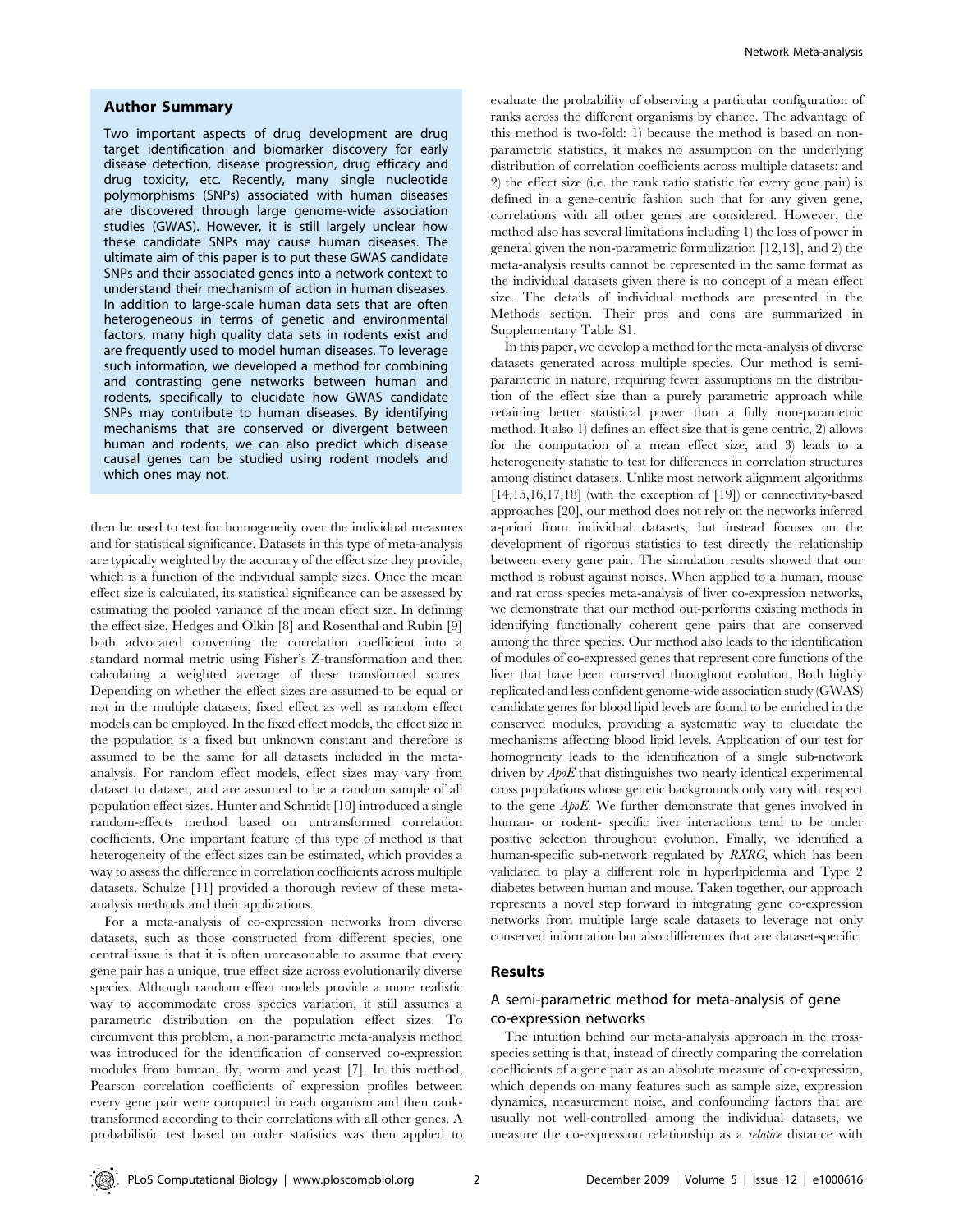## Author Summary

Two important aspects of drug development are drug target identification and biomarker discovery for early disease detection, disease progression, drug efficacy and drug toxicity, etc. Recently, many single nucleotide polymorphisms (SNPs) associated with human diseases are discovered through large genome-wide association studies (GWAS). However, it is still largely unclear how these candidate SNPs may cause human diseases. The ultimate aim of this paper is to put these GWAS candidate SNPs and their associated genes into a network context to understand their mechanism of action in human diseases. In addition to large-scale human data sets that are often heterogeneous in terms of genetic and environmental factors, many high quality data sets in rodents exist and are frequently used to model human diseases. To leverage such information, we developed a method for combining and contrasting gene networks between human and rodents, specifically to elucidate how GWAS candidate SNPs may contribute to human diseases. By identifying mechanisms that are conserved or divergent between human and rodents, we can also predict which disease causal genes can be studied using rodent models and which ones may not.

then be used to test for homogeneity over the individual measures and for statistical significance. Datasets in this type of meta-analysis are typically weighted by the accuracy of the effect size they provide, which is a function of the individual sample sizes. Once the mean effect size is calculated, its statistical significance can be assessed by estimating the pooled variance of the mean effect size. In defining the effect size, Hedges and Olkin [8] and Rosenthal and Rubin [9] both advocated converting the correlation coefficient into a standard normal metric using Fisher's Z-transformation and then calculating a weighted average of these transformed scores. Depending on whether the effect sizes are assumed to be equal or not in the multiple datasets, fixed effect as well as random effect models can be employed. In the fixed effect models, the effect size in the population is a fixed but unknown constant and therefore is assumed to be the same for all datasets included in the meta-analysis. For random effect models, effect sizes may vary from dataset to dataset, and are assumed to be a random sample of all population effect sizes. Hunter and Schmidt [10] introduced a single random-effects method based on untransformed correlation coefficients. One important feature of this type of method is that heterogeneity of the effect sizes can be estimated, which provides a way to assess the difference in correlation coefficients across multiple datasets. Schulze [11] provided a thorough review of these meta-analysis methods and their applications.

For a meta-analysis of co-expression networks from diverse datasets, such as those constructed from different species, one central issue is that it is often unreasonable to assume that every gene pair has a unique, true effect size across evolutionarily diverse species. Although random effect models provide a more realistic way to accommodate cross species variation, it still assumes a parametric distribution on the population effect sizes. To circumvent this problem, a non-parametric meta-analysis method was introduced for the identification of conserved co-expression modules from human, fly, worm and yeast [7]. In this method, Pearson correlation coefficients of expression profiles between every gene pair were computed in each organism and then rank-transformed according to their correlations with all other genes. A probabilistic test based on order statistics was then applied to evaluate the probability of observing a particular configuration of ranks across the different organisms by chance. The advantage of this method is two-fold: 1) because the method is based on non-parametric statistics, it makes no assumption on the underlying distribution of correlation coefficients across multiple datasets; and 2) the effect size (i.e. the rank ratio statistic for every gene pair) is defined in a gene-centric fashion such that for any given gene, correlations with all other genes are considered. However, the method also has several limitations including 1) the loss of power in general given the non-parametric formulization [12,13], and 2) the meta-analysis results cannot be represented in the same format as the individual datasets given there is no concept of a mean effect size. The details of individual methods are presented in the Methods section. Their pros and cons are summarized in Supplementary Table S1.

In this paper, we develop a method for the meta-analysis of diverse datasets generated across multiple species. Our method is semi-parametric in nature, requiring fewer assumptions on the distribution of the effect size than a purely parametric approach while retaining better statistical power than a fully non-parametric method. It also 1) defines an effect size that is gene centric, 2) allows for the computation of a mean effect size, and 3) leads to a heterogeneity statistic to test for differences in correlation structures among distinct datasets. Unlike most network alignment algorithms [14,15,16,17,18] (with the exception of [19]) or connectivity-based approaches [20], our method does not rely on the networks inferred a-priori from individual datasets, but instead focuses on the development of rigorous statistics to test directly the relationship between every gene pair. The simulation results showed that our method is robust against noises. When applied to a human, mouse and rat cross species meta-analysis of liver co-expression networks, we demonstrate that our method out-performs existing methods in identifying functionally coherent gene pairs that are conserved among the three species. Our method also leads to the identification of modules of co-expressed genes that represent core functions of the liver that have been conserved throughout evolution. Both highly replicated and less confident genome-wide association study (GWAS) candidate genes for blood lipid levels are found to be enriched in the conserved modules, providing a systematic way to elucidate the mechanisms affecting blood lipid levels. Application of our test for homogeneity leads to the identification of a single sub-network driven by *ApoE* that distinguishes two nearly identical experimental cross populations whose genetic backgrounds only vary with respect to the gene *ApoE*. We further demonstrate that genes involved in human- or rodent- specific liver interactions tend to be under positive selection throughout evolution. Finally, we identified a human-specific sub-network regulated by *RXRG*, which has been validated to play a different role in hyperlipidemia and Type 2 diabetes between human and mouse. Taken together, our approach represents a novel step forward in integrating gene co-expression networks from multiple large scale datasets to leverage not only conserved information but also differences that are dataset-specific.

## Results

### A semi-parametric method for meta-analysis of gene co-expression networks

The intuition behind our meta-analysis approach in the cross-species setting is that, instead of directly comparing the correlation coefficients of a gene pair as an absolute measure of co-expression, which depends on many features such as sample size, expression dynamics, measurement noise, and confounding factors that are usually not well-controlled among the individual datasets, we measure the co-expression relationship as a *relative* distance with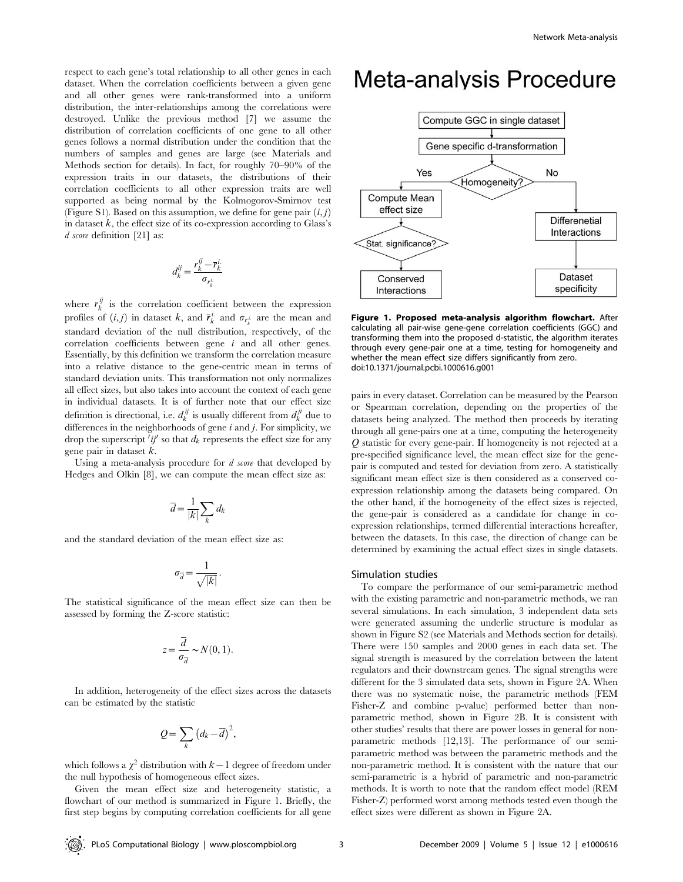respect to each gene's total relationship to all other genes in each dataset. When the correlation coefficients between a given gene and all other genes were rank-transformed into a uniform distribution, the inter-relationships among the correlations were destroyed. Unlike the previous method [7] we assume the distribution of correlation coefficients of one gene to all other genes follows a normal distribution under the condition that the numbers of samples and genes are large (see Materials and Methods section for details). In fact, for roughly 70–90% of the expression traits in our datasets, the distributions of their correlation coefficients to all other expression traits are well supported as being normal by the Kolmogorov-Smirnov test (Figure S1). Based on this assumption, we define for gene pair $(i, j)$ in dataset $k$, the effect size of its co-expression according to Glass's *d score* definition [21] as:

$$d_k^{ij} = \frac{r_k^{ij} - \bar{r}_k^{i\cdot}}{\sigma_{r_k^{i\cdot}}}$$

where $r_k^{ij}$ is the correlation coefficient between the expression profiles of $(i, j)$ in dataset $k$, and $\bar{r}_k^{i\cdot}$ and $\sigma_{r_k^{i\cdot}}$ are the mean and standard deviation of the null distribution, respectively, of the correlation coefficients between gene $i$ and all other genes. Essentially, by this definition we transform the correlation measure into a relative distance to the gene-centric mean in terms of standard deviation units. This transformation not only normalizes all effect sizes, but also takes into account the context of each gene in individual datasets. It is of further note that our effect size definition is directional, i.e. $d_k^{ij}$ is usually different from $d_k^{ji}$ due to differences in the neighborhoods of gene $i$ and $j$. For simplicity, we drop the superscript $'ij'$ so that $d_k$ represents the effect size for any gene pair in dataset $k$.

Using a meta-analysis procedure for *d score* that developed by Hedges and Olkin [8], we can compute the mean effect size as:

$$\bar{d} = \frac{1}{|k|} \sum_k d_k$$

and the standard deviation of the mean effect size as:

$$\sigma_{\bar{d}} = \frac{1}{\sqrt{|k|}}.$$

The statistical significance of the mean effect size can then be assessed by forming the Z-score statistic:

$$z = \frac{\bar{d}}{\sigma_{\bar{d}}} \sim N(0, 1).$$

In addition, heterogeneity of the effect sizes across the datasets can be estimated by the statistic

$$Q = \sum_k \left(d_k - \bar{d}\right)^2,$$

which follows a $\chi^2$ distribution with $k-1$ degree of freedom under the null hypothesis of homogeneous effect sizes.

Given the mean effect size and heterogeneity statistic, a flowchart of our method is summarized in Figure 1. Briefly, the first step begins by computing correlation coefficients for all gene pairs in every dataset. Correlation can be measured by the Pearson or Spearman correlation, depending on the properties of the datasets being analyzed. The method then proceeds by iterating through all gene-pairs one at a time, computing the heterogeneity $Q$ statistic for every gene-pair. If homogeneity is not rejected at a pre-specified significance level, the mean effect size for the gene-pair is computed and tested for deviation from zero. A statistically significant mean effect size is then considered as a conserved co-expression relationship among the datasets being compared. On the other hand, if the homogeneity of the effect sizes is rejected, the gene-pair is considered as a candidate for change in co-expression relationships, termed differential interactions hereafter, between the datasets. In this case, the direction of change can be determined by examining the actual effect sizes in single datasets.

**Figure 1. Proposed meta-analysis algorithm flowchart.** After calculating all pair-wise gene-gene correlation coefficients (GGC) and transforming them into the proposed d-statistic, the algorithm iterates through every gene-pair one at a time, testing for homogeneity and whether the mean effect size differs significantly from zero.
doi:10.1371/journal.pcbi.1000616.g001

## Simulation studies

To compare the performance of our semi-parametric method with the existing parametric and non-parametric methods, we ran several simulations. In each simulation, 3 independent data sets were generated assuming the underlie structure is modular as shown in Figure S2 (see Materials and Methods section for details). There were 150 samples and 2000 genes in each data set. The signal strength is measured by the correlation between the latent regulators and their downstream genes. The signal strengths were different for the 3 simulated data sets, shown in Figure 2A. When there was no systematic noise, the parametric methods (FEM Fisher-Z and combine p-value) performed better than non-parametric method, shown in Figure 2B. It is consistent with other studies' results that there are power losses in general for non-parametric methods [12,13]. The performance of our semi-parametric method was between the parametric methods and the non-parametric method. It is consistent with the nature that our semi-parametric is a hybrid of parametric and non-parametric methods. It is worth to note that the random effect model (REM Fisher-Z) performed worst among methods tested even though the effect sizes were different as shown in Figure 2A.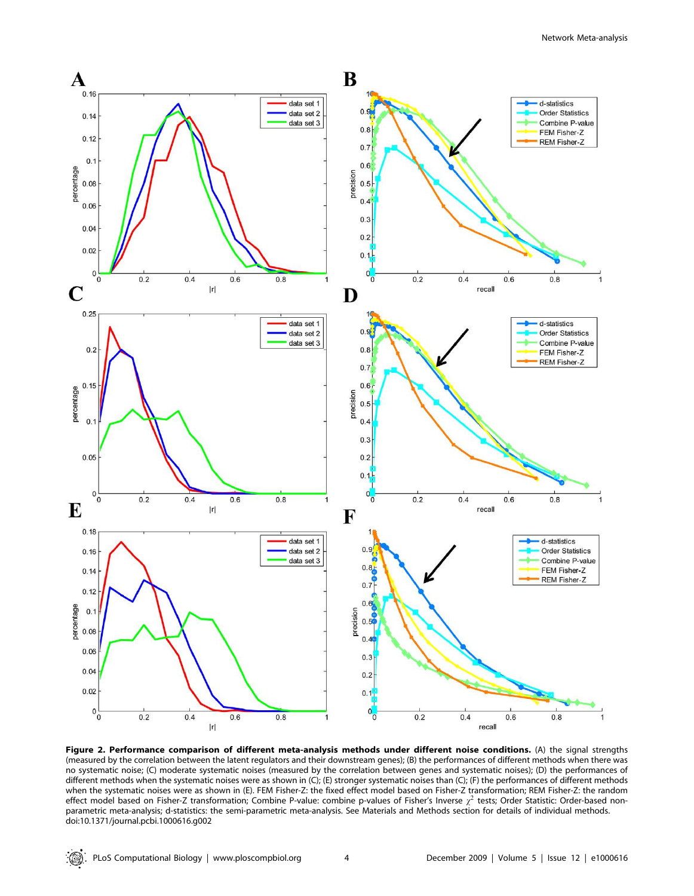**Figure 2. Performance comparison of different meta-analysis methods under different noise conditions.** (A) the signal strengths (measured by the correlation between the latent regulators and their downstream genes); (B) the performances of different methods when there was no systematic noise; (C) moderate systematic noises (measured by the correlation between genes and systematic noises); (D) the performances of different methods when the systematic noises were as shown in (C); (E) stronger systematic noises than (C); (F) the performances of different methods when the systematic noises were as shown in (E). FEM Fisher-Z: the fixed effect model based on Fisher-Z transformation; REM Fisher-Z: the random effect model based on Fisher-Z transformation; Combine P-value: combine p-values of Fisher's Inverse $\chi^2$ tests; Order Statistic: Order-based non-parametric meta-analysis; d-statistics: the semi-parametric meta-analysis. See Materials and Methods section for details of individual methods.
doi:10.1371/journal.pcbi.1000616.g002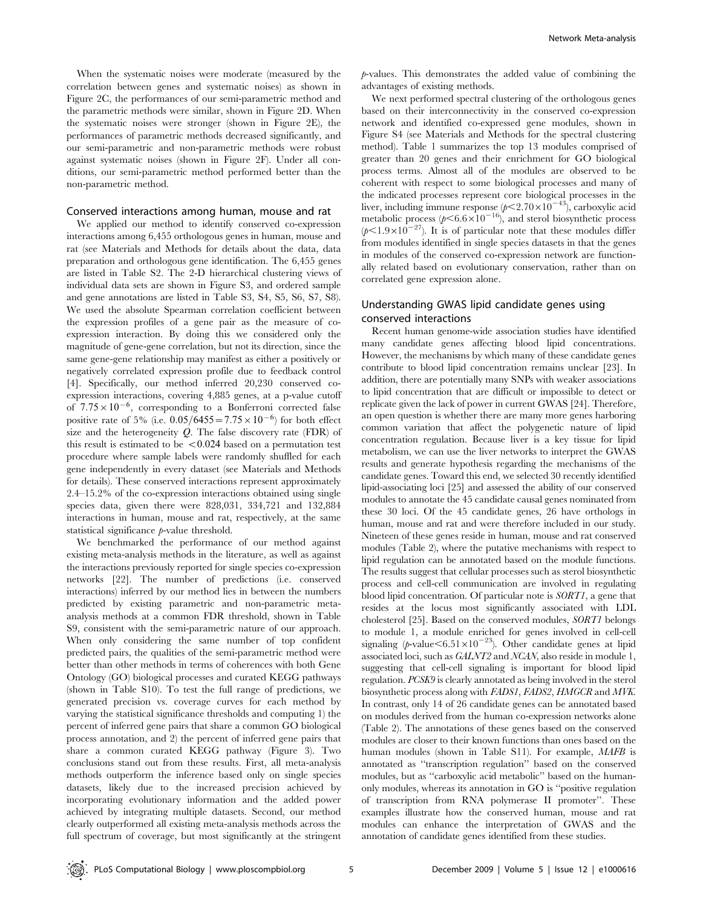When the systematic noises were moderate (measured by the correlation between genes and systematic noises) as shown in Figure 2C, the performances of our semi-parametric method and the parametric methods were similar, shown in Figure 2D. When the systematic noises were stronger (shown in Figure 2E), the performances of parametric methods decreased significantly, and our semi-parametric and non-parametric methods were robust against systematic noises (shown in Figure 2F). Under all conditions, our semi-parametric method performed better than the non-parametric method.

## Conserved interactions among human, mouse and rat

We applied our method to identify conserved co-expression interactions among 6,455 orthologous genes in human, mouse and rat (see Materials and Methods for details about the data, data preparation and orthologous gene identification. The 6,455 genes are listed in Table S2. The 2-D hierarchical clustering views of individual data sets are shown in Figure S3, and ordered sample and gene annotations are listed in Table S3, S4, S5, S6, S7, S8). We used the absolute Spearman correlation coefficient between the expression profiles of a gene pair as the measure of co-expression interaction. By doing this we considered only the magnitude of gene-gene correlation, but not its direction, since the same gene-gene relationship may manifest as either a positively or negatively correlated expression profile due to feedback control [4]. Specifically, our method inferred 20,230 conserved co-expression interactions, covering 4,885 genes, at a p-value cutoff of $7.75\times10^{-6}$, corresponding to a Bonferroni corrected false positive rate of 5% (i.e. $0.05/6455 = 7.75\times10^{-6}$) for both effect size and the heterogeneity $Q$. The false discovery rate (FDR) of this result is estimated to be $<0.024$ based on a permutation test procedure where sample labels were randomly shuffled for each gene independently in every dataset (see Materials and Methods for details). These conserved interactions represent approximately 2.4–15.2% of the co-expression interactions obtained using single species data, given there were 828,031, 334,721 and 132,884 interactions in human, mouse and rat, respectively, at the same statistical significance $p$-value threshold.

We benchmarked the performance of our method against existing meta-analysis methods in the literature, as well as against the interactions previously reported for single species co-expression networks [22]. The number of predictions (i.e. conserved interactions) inferred by our method lies in between the numbers predicted by existing parametric and non-parametric meta-analysis methods at a common FDR threshold, shown in Table S9, consistent with the semi-parametric nature of our approach. When only considering the same number of top confident predicted pairs, the qualities of the semi-parametric method were better than other methods in terms of coherences with both Gene Ontology (GO) biological processes and curated KEGG pathways (shown in Table S10). To test the full range of predictions, we generated precision vs. coverage curves for each method by varying the statistical significance thresholds and computing 1) the percent of inferred gene pairs that share a common GO biological process annotation, and 2) the percent of inferred gene pairs that share a common curated KEGG pathway (Figure 3). Two conclusions stand out from these results. First, all meta-analysis methods outperform the inference based only on single species datasets, likely due to the increased precision achieved by incorporating evolutionary information and the added power achieved by integrating multiple datasets. Second, our method clearly outperformed all existing meta-analysis methods across the full spectrum of coverage, but most significantly at the stringent $p$-values. This demonstrates the added value of combining the advantages of existing methods.

We next performed spectral clustering of the orthologous genes based on their interconnectivity in the conserved co-expression network and identified co-expressed gene modules, shown in Figure S4 (see Materials and Methods for the spectral clustering method). Table 1 summarizes the top 13 modules comprised of greater than 20 genes and their enrichment for GO biological process terms. Almost all of the modules are observed to be coherent with respect to some biological processes and many of the indicated processes represent core biological processes in the liver, including immune response ($p<2.70\times10^{-43}$), carboxylic acid metabolic process ($p<6.6\times10^{-16}$), and sterol biosynthetic process ($p<1.9\times10^{-27}$). It is of particular note that these modules differ from modules identified in single species datasets in that the genes in modules of the conserved co-expression network are functionally related based on evolutionary conservation, rather than on correlated gene expression alone.

## Understanding GWAS lipid candidate genes using conserved interactions

Recent human genome-wide association studies have identified many candidate genes affecting blood lipid concentrations. However, the mechanisms by which many of these candidate genes contribute to blood lipid concentration remains unclear [23]. In addition, there are potentially many SNPs with weaker associations to lipid concentration that are difficult or impossible to detect or replicate given the lack of power in current GWAS [24]. Therefore, an open question is whether there are many more genes harboring common variation that affect the polygenetic nature of lipid concentration regulation. Because liver is a key tissue for lipid metabolism, we can use the liver networks to interpret the GWAS results and generate hypothesis regarding the mechanisms of the candidate genes. Toward this end, we selected 30 recently identified lipid-associating loci [25] and assessed the ability of our conserved modules to annotate the 45 candidate causal genes nominated from these 30 loci. Of the 45 candidate genes, 26 have orthologs in human, mouse and rat and were therefore included in our study. Nineteen of these genes reside in human, mouse and rat conserved modules (Table 2), where the putative mechanisms with respect to lipid regulation can be annotated based on the module functions. The results suggest that cellular processes such as sterol biosynthetic process and cell-cell communication are involved in regulating blood lipid concentration. Of particular note is *SORT1*, a gene that resides at the locus most significantly associated with LDL cholesterol [25]. Based on the conserved modules, *SORT1* belongs to module 1, a module enriched for genes involved in cell-cell signaling ($p$-value$<6.51\times10^{-23}$). Other candidate genes at lipid associated loci, such as *GALNT2* and *NCAN*, also reside in module 1, suggesting that cell-cell signaling is important for blood lipid regulation. *PCSK9* is clearly annotated as being involved in the sterol biosynthetic process along with *FADS1*, *FADS2*, *HMGCR* and *MVK*. In contrast, only 14 of 26 candidate genes can be annotated based on modules derived from the human co-expression networks alone (Table 2). The annotations of these genes based on the conserved modules are closer to their known functions than ones based on the human modules (shown in Table S11). For example, *MAFB* is annotated as "transcription regulation" based on the conserved modules, but as "carboxylic acid metabolic" based on the human-only modules, whereas its annotation in GO is "positive regulation of transcription from RNA polymerase II promoter". These examples illustrate how the conserved human, mouse and rat modules can enhance the interpretation of GWAS and the annotation of candidate genes identified from these studies.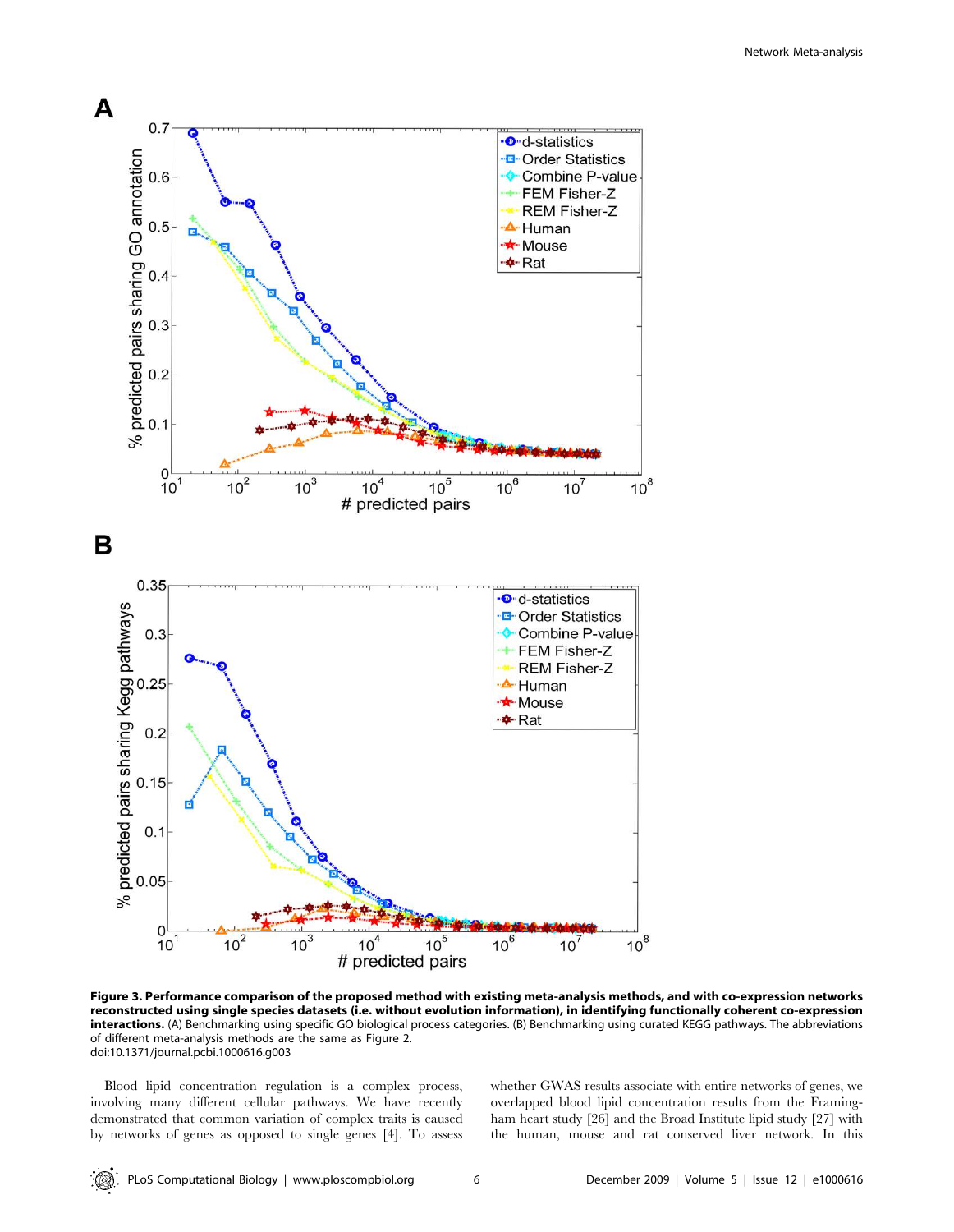**Figure 3. Performance comparison of the proposed method with existing meta-analysis methods, and with co-expression networks reconstructed using single species datasets (i.e. without evolution information), in identifying functionally coherent co-expression interactions.** (A) Benchmarking using specific GO biological process categories. (B) Benchmarking using curated KEGG pathways. The abbreviations of different meta-analysis methods are the same as Figure 2.
doi:10.1371/journal.pcbi.1000616.g003

Blood lipid concentration regulation is a complex process, involving many different cellular pathways. We have recently demonstrated that common variation of complex traits is caused by networks of genes as opposed to single genes [4]. To assess whether GWAS results associate with entire networks of genes, we overlapped blood lipid concentration results from the Framingham heart study [26] and the Broad Institute lipid study [27] with the human, mouse and rat conserved liver network. In this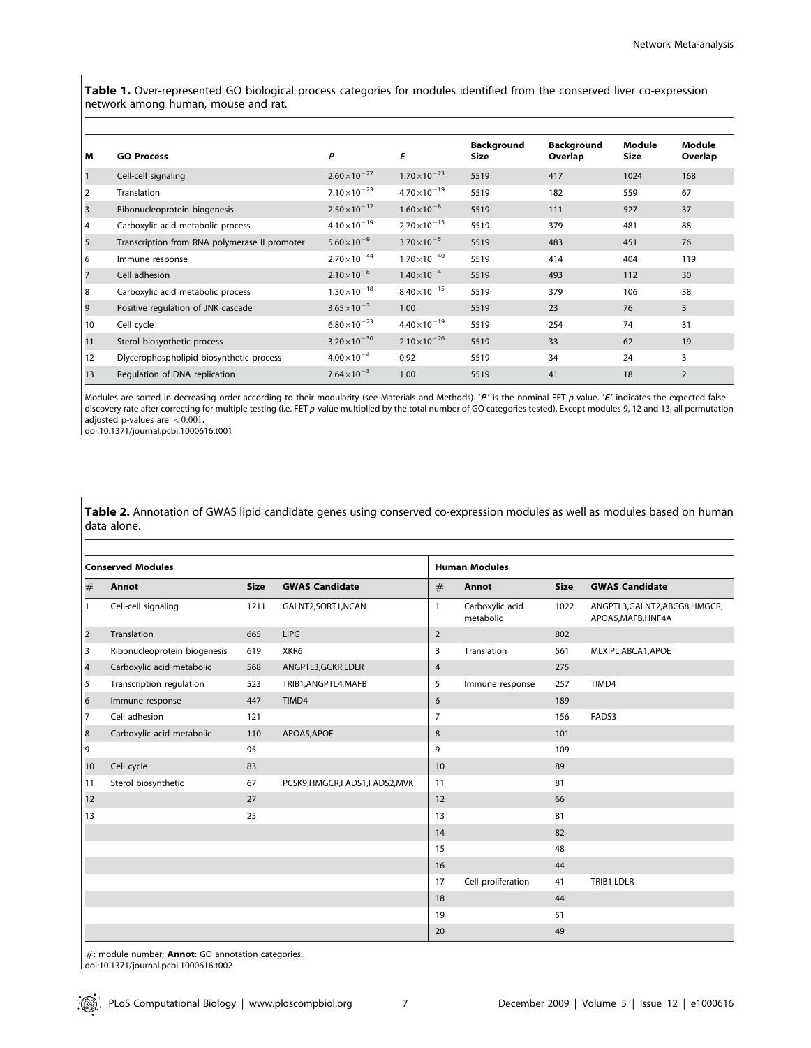**Table 1.** Over-represented GO biological process categories for modules identified from the conserved liver co-expression network among human, mouse and rat.

| M | GO Process | *P* | *E* | Background Size | Background Overlap | Module Size | Module Overlap |
|---|---|---|---|---|---|---|---|
| 1 | Cell-cell signaling | $2.60\times10^{-27}$ | $1.70\times10^{-23}$ | 5519 | 417 | 1024 | 168 |
| 2 | Translation | $7.10\times10^{-23}$ | $4.70\times10^{-19}$ | 5519 | 182 | 559 | 67 |
| 3 | Ribonucleoprotein biogenesis | $2.50\times10^{-12}$ | $1.60\times10^{-8}$ | 5519 | 111 | 527 | 37 |
| 4 | Carboxylic acid metabolic process | $4.10\times10^{-19}$ | $2.70\times10^{-15}$ | 5519 | 379 | 481 | 88 |
| 5 | Transcription from RNA polymerase II promoter | $5.60\times10^{-9}$ | $3.70\times10^{-5}$ | 5519 | 483 | 451 | 76 |
| 6 | Immune response | $2.70\times10^{-44}$ | $1.70\times10^{-40}$ | 5519 | 414 | 404 | 119 |
| 7 | Cell adhesion | $2.10\times10^{-8}$ | $1.40\times10^{-4}$ | 5519 | 493 | 112 | 30 |
| 8 | Carboxylic acid metabolic process | $1.30\times10^{-18}$ | $8.40\times10^{-15}$ | 5519 | 379 | 106 | 38 |
| 9 | Positive regulation of JNK cascade | $3.65\times10^{-3}$ | 1.00 | 5519 | 23 | 76 | 3 |
| 10 | Cell cycle | $6.80\times10^{-23}$ | $4.40\times10^{-19}$ | 5519 | 254 | 74 | 31 |
| 11 | Sterol biosynthetic process | $3.20\times10^{-30}$ | $2.10\times10^{-26}$ | 5519 | 33 | 62 | 19 |
| 12 | Dlycerophospholipid biosynthetic process | $4.00\times10^{-4}$ | 0.92 | 5519 | 34 | 24 | 3 |
| 13 | Regulation of DNA replication | $7.64\times10^{-3}$ | 1.00 | 5519 | 41 | 18 | 2 |

Modules are sorted in decreasing order according to their modularity (see Materials and Methods). '***P***' is the nominal FET *p*-value. '***E***' indicates the expected false discovery rate after correcting for multiple testing (i.e. FET *p*-value multiplied by the total number of GO categories tested). Except modules 9, 12 and 13, all permutation adjusted p-values are $<0.001$.
doi:10.1371/journal.pcbi.1000616.t001

**Table 2.** Annotation of GWAS lipid candidate genes using conserved co-expression modules as well as modules based on human data alone.

| Conserved Modules | | | | Human Modules | | | |
|---|---|---|---|---|---|---|---|
| # | Annot | Size | GWAS Candidate | # | Annot | Size | GWAS Candidate |
| 1 | Cell-cell signaling | 1211 | GALNT2,SORT1,NCAN | 1 | Carboxylic acid metabolic | 1022 | ANGPTL3,GALNT2,ABCG8,HMGCR, APOA5,MAFB,HNF4A |
| 2 | Translation | 665 | LIPG | 2 | | 802 | |
| 3 | Ribonucleoprotein biogenesis | 619 | XKR6 | 3 | Translation | 561 | MLXIPL,ABCA1,APOE |
| 4 | Carboxylic acid metabolic | 568 | ANGPTL3,GCKR,LDLR | 4 | | 275 | |
| 5 | Transcription regulation | 523 | TRIB1,ANGPTL4,MAFB | 5 | Immune response | 257 | TIMD4 |
| 6 | Immune response | 447 | TIMD4 | 6 | | 189 | |
| 7 | Cell adhesion | 121 | | 7 | | 156 | FADS3 |
| 8 | Carboxylic acid metabolic | 110 | APOA5,APOE | 8 | | 101 | |
| 9 | | 95 | | 9 | | 109 | |
| 10 | Cell cycle | 83 | | 10 | | 89 | |
| 11 | Sterol biosynthetic | 67 | PCSK9,HMGCR,FADS1,FADS2,MVK | 11 | | 81 | |
| 12 | | 27 | | 12 | | 66 | |
| 13 | | 25 | | 13 | | 81 | |
| | | | | 14 | | 82 | |
| | | | | 15 | | 48 | |
| | | | | 16 | | 44 | |
| | | | | 17 | Cell proliferation | 41 | TRIB1,LDLR |
| | | | | 18 | | 44 | |
| | | | | 19 | | 51 | |
| | | | | 20 | | 49 | |

#: module number; **Annot**: GO annotation categories.
doi:10.1371/journal.pcbi.1000616.t002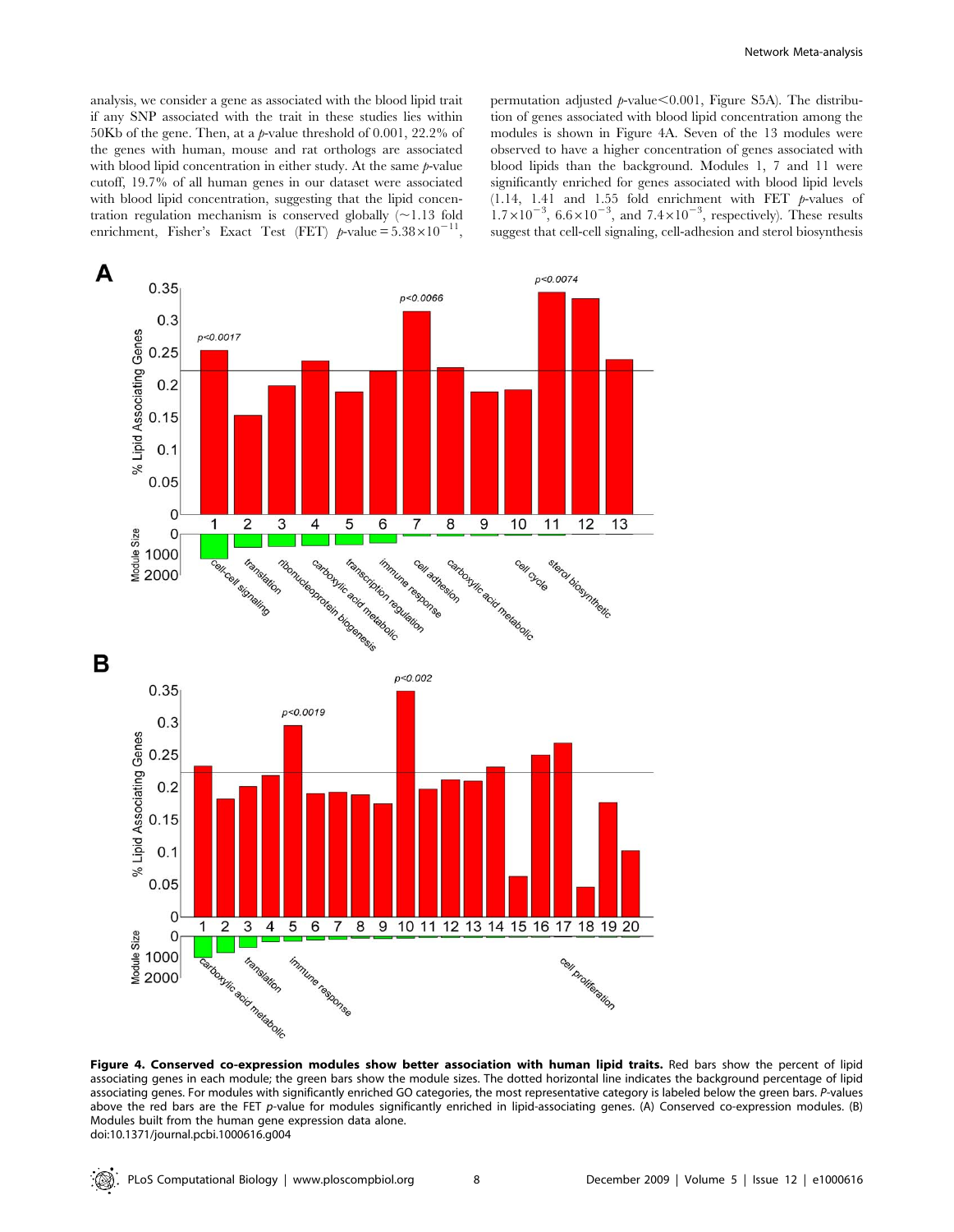analysis, we consider a gene as associated with the blood lipid trait if any SNP associated with the trait in these studies lies within 50Kb of the gene. Then, at a $p$-value threshold of 0.001, 22.2% of the genes with human, mouse and rat orthologs are associated with blood lipid concentration in either study. At the same $p$-value cutoff, 19.7% of all human genes in our dataset were associated with blood lipid concentration, suggesting that the lipid concentration regulation mechanism is conserved globally (~1.13 fold enrichment, Fisher's Exact Test (FET) $p$-value $= 5.38\times10^{-11}$, permutation adjusted $p$-value$<0.001$, Figure S5A). The distribution of genes associated with blood lipid concentration among the modules is shown in Figure 4A. Seven of the 13 modules were observed to have a higher concentration of genes associated with blood lipids than the background. Modules 1, 7 and 11 were significantly enriched for genes associated with blood lipid levels (1.14, 1.41 and 1.55 fold enrichment with FET $p$-values of $1.7\times10^{-3}$, $6.6\times10^{-3}$, and $7.4\times10^{-3}$, respectively). These results suggest that cell-cell signaling, cell-adhesion and sterol biosynthesis

**Figure 4. Conserved co-expression modules show better association with human lipid traits.** Red bars show the percent of lipid associating genes in each module; the green bars show the module sizes. The dotted horizontal line indicates the background percentage of lipid associating genes. For modules with significantly enriched GO categories, the most representative category is labeled below the green bars. *P*-values above the red bars are the FET *p*-value for modules significantly enriched in lipid-associating genes. (A) Conserved co-expression modules. (B) Modules built from the human gene expression data alone.
doi:10.1371/journal.pcbi.1000616.g004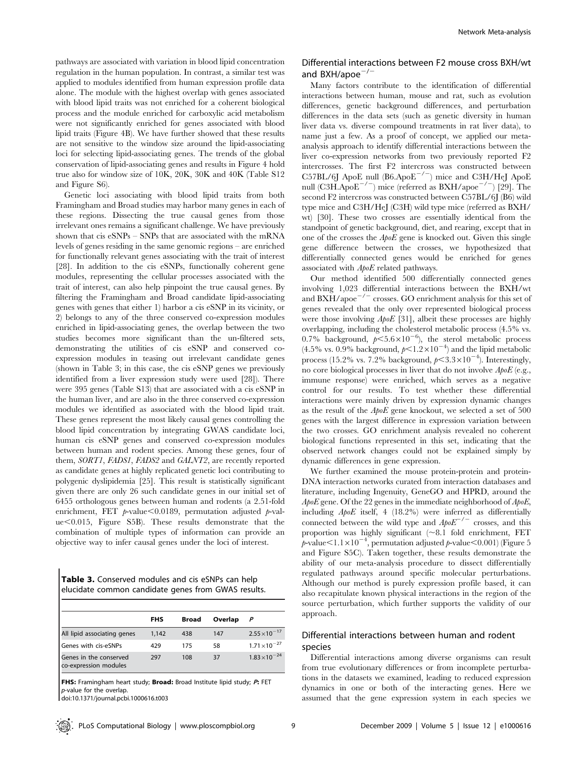pathways are associated with variation in blood lipid concentration regulation in the human population. In contrast, a similar test was applied to modules identified from human expression profile data alone. The module with the highest overlap with genes associated with blood lipid traits was not enriched for a coherent biological process and the module enriched for carboxylic acid metabolism were not significantly enriched for genes associated with blood lipid traits (Figure 4B). We have further showed that these results are not sensitive to the window size around the lipid-associating loci for selecting lipid-associating genes. The trends of the global conservation of lipid-associating genes and results in Figure 4 hold true also for window size of 10K, 20K, 30K and 40K (Table S12 and Figure S6).

Genetic loci associating with blood lipid traits from both Framingham and Broad studies may harbor many genes in each of these regions. Dissecting the true causal genes from those irrelevant ones remains a significant challenge. We have previously shown that cis eSNPs – SNPs that are associated with the mRNA levels of genes residing in the same genomic regions – are enriched for functionally relevant genes associating with the trait of interest [28]. In addition to the cis eSNPs, functionally coherent gene modules, representing the cellular processes associated with the trait of interest, can also help pinpoint the true causal genes. By filtering the Framingham and Broad candidate lipid-associating genes with genes that either 1) harbor a cis eSNP in its vicinity, or 2) belongs to any of the three conserved co-expression modules enriched in lipid-associating genes, the overlap between the two studies becomes more significant than the un-filtered sets, demonstrating the utilities of cis eSNP and conserved co-expression modules in teasing out irrelevant candidate genes (shown in Table 3; in this case, the cis eSNP genes we previously identified from a liver expression study were used [28]). There were 395 genes (Table S13) that are associated with a cis eSNP in the human liver, and are also in the three conserved co-expression modules we identified as associated with the blood lipid trait. These genes represent the most likely causal genes controlling the blood lipid concentration by integrating GWAS candidate loci, human cis eSNP genes and conserved co-expression modules between human and rodent species. Among these genes, four of them, *SORT1*, *FADS1*, *FADS2* and *GALNT2*, are recently reported as candidate genes at highly replicated genetic loci contributing to polygenic dyslipidemia [25]. This result is statistically significant given there are only 26 such candidate genes in our initial set of 6455 orthologous genes between human and rodents (a 2.51-fold enrichment, FET $p$-value $<0.0189$, permutation adjusted $p$-value $<0.015$, Figure S5B). These results demonstrate that the combination of multiple types of information can provide an objective way to infer causal genes under the loci of interest.

**Table 3.** Conserved modules and cis eSNPs can help elucidate common candidate genes from GWAS results.

| | FHS | Broad | Overlap | *P* |
|---|---|---|---|---|
| All lipid associating genes | 1,142 | 438 | 147 | $2.55\times10^{-17}$ |
| Genes with cis-eSNPs | 429 | 175 | 58 | $1.71\times10^{-27}$ |
| Genes in the conserved co-expression modules | 297 | 108 | 37 | $1.83\times10^{-24}$ |

**FHS:** Framingham heart study; **Broad:** Broad Institute lipid study; ***P*:** FET $p$-value for the overlap.
doi:10.1371/journal.pcbi.1000616.t003

## Differential interactions between F2 mouse cross BXH/wt and BXH/apoe$^{-/-}$

Many factors contribute to the identification of differential interactions between human, mouse and rat, such as evolution differences, genetic background differences, and perturbation differences in the data sets (such as genetic diversity in human liver data vs. diverse compound treatments in rat liver data), to name just a few. As a proof of concept, we applied our meta-analysis approach to identify differential interactions between the liver co-expression networks from two previously reported F2 intercrosses. The first F2 intercross was constructed between C57BL/6J ApoE null (B6.ApoE$^{-/-}$) mice and C3H/HeJ ApoE null (C3H.ApoE$^{-/-}$) mice (referred as BXH/apoe$^{-/-}$) [29]. The second F2 intercross was constructed between C57BL/6J (B6) wild type mice and C3H/HeJ (C3H) wild type mice (referred as BXH/wt) [30]. These two crosses are essentially identical from the standpoint of genetic background, diet, and rearing, except that in one of the crosses the *ApoE* gene is knocked out. Given this single gene difference between the crosses, we hypothesized that differentially connected genes would be enriched for genes associated with *ApoE* related pathways.

Our method identified 500 differentially connected genes involving 1,023 differential interactions between the BXH/wt and BXH/apoe$^{-/-}$ crosses. GO enrichment analysis for this set of genes revealed that the only over represented biological process were those involving *ApoE* [31], albeit these processes are highly overlapping, including the cholesterol metabolic process (4.5% vs. 0.7% background, $p<5.6\times10^{-6}$), the sterol metabolic process (4.5% vs. 0.9% background, $p<1.2\times10^{-4}$) and the lipid metabolic process (15.2% vs. 7.2% background, $p<3.3\times10^{-4}$). Interestingly, no core biological processes in liver that do not involve *ApoE* (e.g., immune response) were enriched, which serves as a negative control for our results. To test whether these differential interactions were mainly driven by expression dynamic changes as the result of the *ApoE* gene knockout, we selected a set of 500 genes with the largest difference in expression variation between the two crosses. GO enrichment analysis revealed no coherent biological functions represented in this set, indicating that the observed network changes could not be explained simply by dynamic differences in gene expression.

We further examined the mouse protein-protein and protein-DNA interaction networks curated from interaction databases and literature, including Ingenuity, GeneGO and HPRD, around the *ApoE* gene. Of the 22 genes in the immediate neighborhood of *ApoE*, including *ApoE* itself, 4 (18.2%) were inferred as differentially connected between the wild type and *ApoE*$^{-/-}$ crosses, and this proportion was highly significant (~8.1 fold enrichment, FET $p$-value $<1.1\times10^{-4}$, permutation adjusted $p$-value $<0.001$) (Figure 5 and Figure S5C). Taken together, these results demonstrate the ability of our meta-analysis procedure to dissect differentially regulated pathways around specific molecular perturbations. Although our method is purely expression profile based, it can also recapitulate known physical interactions in the region of the source perturbation, which further supports the validity of our approach.

## Differential interactions between human and rodent species

Differential interactions among diverse organisms can result from true evolutionary differences or from incomplete perturbations in the datasets we examined, leading to reduced expression dynamics in one or both of the interacting genes. Here we assumed that the gene expression system in each species we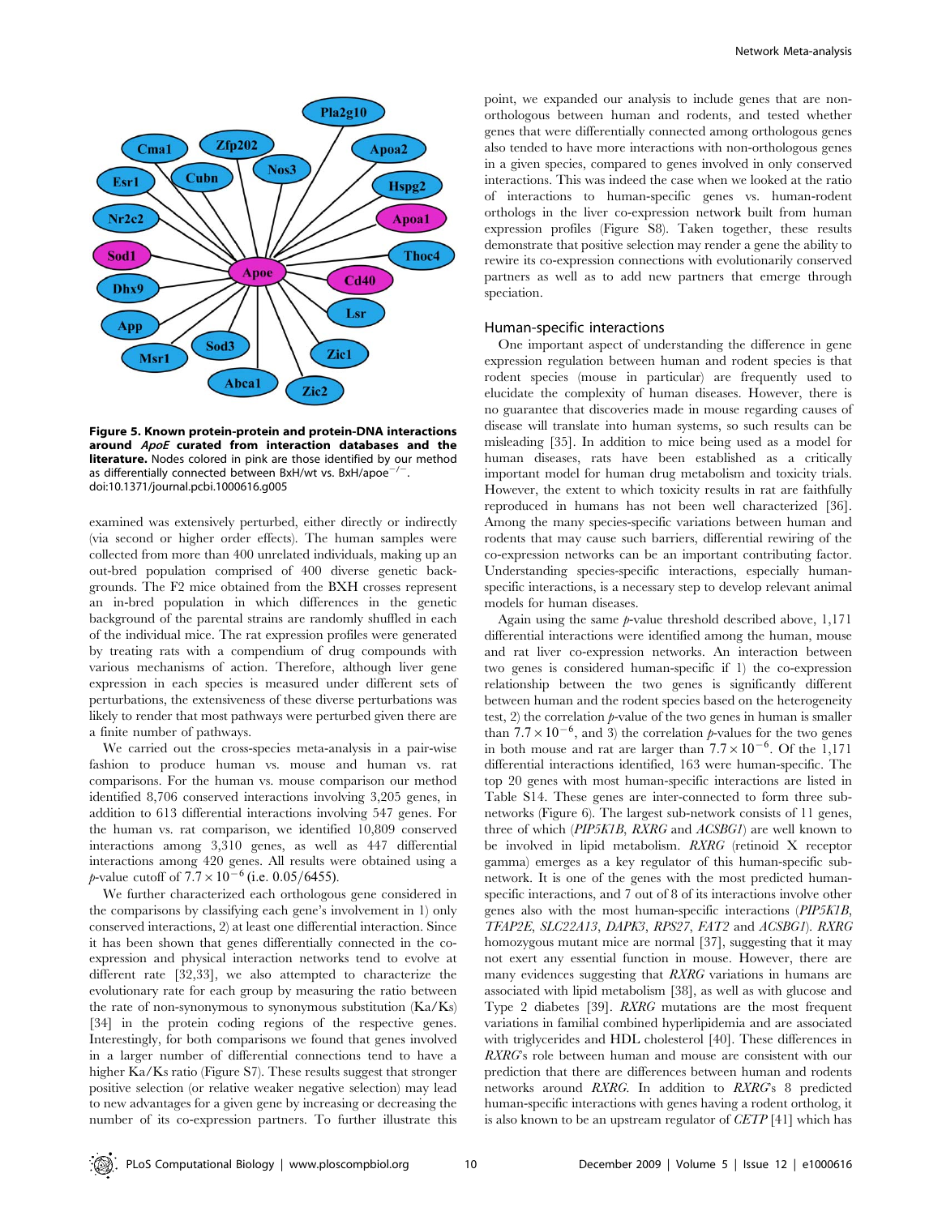**Figure 5. Known protein-protein and protein-DNA interactions around *ApoE* curated from interaction databases and the literature.** Nodes colored in pink are those identified by our method as differentially connected between BxH/wt vs. BxH/apoe$^{-/-}$.
doi:10.1371/journal.pcbi.1000616.g005

examined was extensively perturbed, either directly or indirectly (via second or higher order effects). The human samples were collected from more than 400 unrelated individuals, making up an out-bred population comprised of 400 diverse genetic backgrounds. The F2 mice obtained from the BXH crosses represent an in-bred population in which differences in the genetic background of the parental strains are randomly shuffled in each of the individual mice. The rat expression profiles were generated by treating rats with a compendium of drug compounds with various mechanisms of action. Therefore, although liver gene expression in each species is measured under different sets of perturbations, the extensiveness of these diverse perturbations was likely to render that most pathways were perturbed given there are a finite number of pathways.

We carried out the cross-species meta-analysis in a pair-wise fashion to produce human vs. mouse and human vs. rat comparisons. For the human vs. mouse comparison our method identified 8,706 conserved interactions involving 3,205 genes, in addition to 613 differential interactions involving 547 genes. For the human vs. rat comparison, we identified 10,809 conserved interactions among 3,310 genes, as well as 447 differential interactions among 420 genes. All results were obtained using a $p$-value cutoff of $7.7\times10^{-6}$ (i.e. 0.05/6455).

We further characterized each orthologous gene considered in the comparisons by classifying each gene's involvement in 1) only conserved interactions, 2) at least one differential interaction. Since it has been shown that genes differentially connected in the co-expression and physical interaction networks tend to evolve at different rate [32,33], we also attempted to characterize the evolutionary rate for each group by measuring the ratio between the rate of non-synonymous to synonymous substitution (Ka/Ks) [34] in the protein coding regions of the respective genes. Interestingly, for both comparisons we found that genes involved in a larger number of differential connections tend to have a higher Ka/Ks ratio (Figure S7). These results suggest that stronger positive selection (or relative weaker negative selection) may lead to new advantages for a given gene by increasing or decreasing the number of its co-expression partners. To further illustrate this point, we expanded our analysis to include genes that are non-orthologous between human and rodents, and tested whether genes that were differentially connected among orthologous genes also tended to have more interactions with non-orthologous genes in a given species, compared to genes involved in only conserved interactions. This was indeed the case when we looked at the ratio of interactions to human-specific genes vs. human-rodent orthologs in the liver co-expression network built from human expression profiles (Figure S8). Taken together, these results demonstrate that positive selection may render a gene the ability to rewire its co-expression connections with evolutionarily conserved partners as well as to add new partners that emerge through speciation.

## Human-specific interactions

One important aspect of understanding the difference in gene expression regulation between human and rodent species is that rodent species (mouse in particular) are frequently used to elucidate the complexity of human diseases. However, there is no guarantee that discoveries made in mouse regarding causes of disease will translate into human systems, so such results can be misleading [35]. In addition to mice being used as a model for human diseases, rats have been established as a critically important model for human drug metabolism and toxicity trials. However, the extent to which toxicity results in rat are faithfully reproduced in humans has not been well characterized [36]. Among the many species-specific variations between human and rodents that may cause such barriers, differential rewiring of the co-expression networks can be an important contributing factor. Understanding species-specific interactions, especially human-specific interactions, is a necessary step to develop relevant animal models for human diseases.

Again using the same $p$-value threshold described above, 1,171 differential interactions were identified among the human, mouse and rat liver co-expression networks. An interaction between two genes is considered human-specific if 1) the co-expression relationship between the two genes is significantly different between human and the rodent species based on the heterogeneity test, 2) the correlation $p$-value of the two genes in human is smaller than $7.7\times10^{-6}$, and 3) the correlation $p$-values for the two genes in both mouse and rat are larger than $7.7\times10^{-6}$. Of the 1,171 differential interactions identified, 163 were human-specific. The top 20 genes with most human-specific interactions are listed in Table S14. These genes are inter-connected to form three sub-networks (Figure 6). The largest sub-network consists of 11 genes, three of which (*PIP5K1B*, *RXRG* and *ACSBG1*) are well known to be involved in lipid metabolism. *RXRG* (retinoid X receptor gamma) emerges as a key regulator of this human-specific sub-network. It is one of the genes with the most predicted human-specific interactions, and 7 out of 8 of its interactions involve other genes also with the most human-specific interactions (*PIP5K1B*, *TFAP2E*, *SLC22A13*, *DAPK3*, *RPS27*, *FAT2* and *ACSBG1*). *RXRG* homozygous mutant mice are normal [37], suggesting that it may not exert any essential function in mouse. However, there are many evidences suggesting that *RXRG* variations in humans are associated with lipid metabolism [38], as well as with glucose and Type 2 diabetes [39]. *RXRG* mutations are the most frequent variations in familial combined hyperlipidemia and are associated with triglycerides and HDL cholesterol [40]. These differences in *RXRG*'s role between human and mouse are consistent with our prediction that there are differences between human and rodents networks around *RXRG*. In addition to *RXRG*'s 8 predicted human-specific interactions with genes having a rodent ortholog, it is also known to be an upstream regulator of *CETP* [41] which has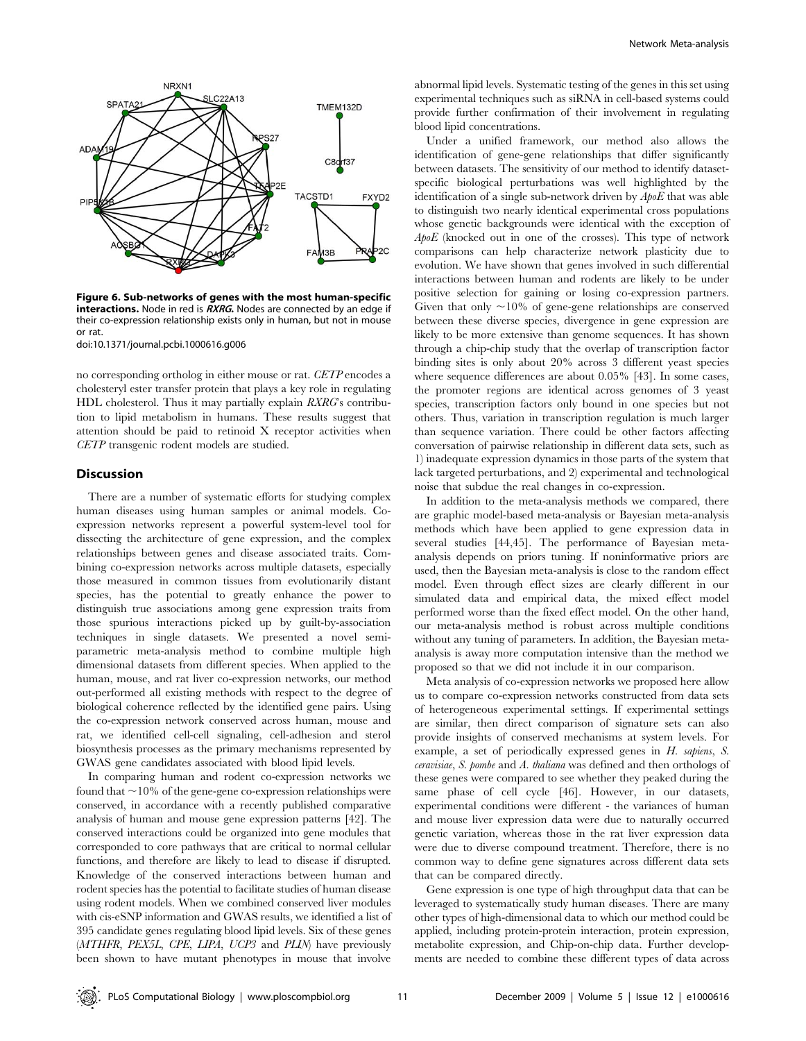NRXN1
SPATA21
SLC22A13
TMEM132D
RPS27
ADAM19
C8orf37
TFAP2E
TACSTD1
FXYD2
PIP5K1B
FAT2
ACSBG1
FAM3B
PRAP2C
RXRG
DAPK3

**Figure 6. Sub-networks of genes with the most human-specific interactions.** Node in red is *RXRG*. Nodes are connected by an edge if their co-expression relationship exists only in human, but not in mouse or rat.
doi:10.1371/journal.pcbi.1000616.g006

no corresponding ortholog in either mouse or rat. *CETP* encodes a cholesteryl ester transfer protein that plays a key role in regulating HDL cholesterol. Thus it may partially explain *RXRG*'s contribution to lipid metabolism in humans. These results suggest that attention should be paid to retinoid X receptor activities when *CETP* transgenic rodent models are studied.

## Discussion

There are a number of systematic efforts for studying complex human diseases using human samples or animal models. Co-expression networks represent a powerful system-level tool for dissecting the architecture of gene expression, and the complex relationships between genes and disease associated traits. Combining co-expression networks across multiple datasets, especially those measured in common tissues from evolutionarily distant species, has the potential to greatly enhance the power to distinguish true associations among gene expression traits from those spurious interactions picked up by guilt-by-association techniques in single datasets. We presented a novel semi-parametric meta-analysis method to combine multiple high dimensional datasets from different species. When applied to the human, mouse, and rat liver co-expression networks, our method out-performed all existing methods with respect to the degree of biological coherence reflected by the identified gene pairs. Using the co-expression network conserved across human, mouse and rat, we identified cell-cell signaling, cell-adhesion and sterol biosynthesis processes as the primary mechanisms represented by GWAS gene candidates associated with blood lipid levels.

In comparing human and rodent co-expression networks we found that ~10% of the gene-gene co-expression relationships were conserved, in accordance with a recently published comparative analysis of human and mouse gene expression patterns [42]. The conserved interactions could be organized into gene modules that corresponded to core pathways that are critical to normal cellular functions, and therefore are likely to lead to disease if disrupted. Knowledge of the conserved interactions between human and rodent species has the potential to facilitate studies of human disease using rodent models. When we combined conserved liver modules with cis-eSNP information and GWAS results, we identified a list of 395 candidate genes regulating blood lipid levels. Six of these genes (*MTHFR*, *PEX5L*, *CPE*, *LIPA*, *UCP3* and *PLIN*) have previously been shown to have mutant phenotypes in mouse that involve abnormal lipid levels. Systematic testing of the genes in this set using experimental techniques such as siRNA in cell-based systems could provide further confirmation of their involvement in regulating blood lipid concentrations.

Under a unified framework, our method also allows the identification of gene-gene relationships that differ significantly between datasets. The sensitivity of our method to identify dataset-specific biological perturbations was well highlighted by the identification of a single sub-network driven by *ApoE* that was able to distinguish two nearly identical experimental cross populations whose genetic backgrounds were identical with the exception of *ApoE* (knocked out in one of the crosses). This type of network comparisons can help characterize network plasticity due to evolution. We have shown that genes involved in such differential interactions between human and rodents are likely to be under positive selection for gaining or losing co-expression partners. Given that only ~10% of gene-gene relationships are conserved between these diverse species, divergence in gene expression are likely to be more extensive than genome sequences. It has shown through a chip-chip study that the overlap of transcription factor binding sites is only about 20% across 3 different yeast species where sequence differences are about 0.05% [43]. In some cases, the promoter regions are identical across genomes of 3 yeast species, transcription factors only bound in one species but not others. Thus, variation in transcription regulation is much larger than sequence variation. There could be other factors affecting conversation of pairwise relationship in different data sets, such as 1) inadequate expression dynamics in those parts of the system that lack targeted perturbations, and 2) experimental and technological noise that subdue the real changes in co-expression.

In addition to the meta-analysis methods we compared, there are graphic model-based meta-analysis or Bayesian meta-analysis methods which have been applied to gene expression data in several studies [44,45]. The performance of Bayesian meta-analysis depends on priors tuning. If noninformative priors are used, then the Bayesian meta-analysis is close to the random effect model. Even through effect sizes are clearly different in our simulated data and empirical data, the mixed effect model performed worse than the fixed effect model. On the other hand, our meta-analysis method is robust across multiple conditions without any tuning of parameters. In addition, the Bayesian meta-analysis is away more computation intensive than the method we proposed so that we did not include it in our comparison.

Meta analysis of co-expression networks we proposed here allow us to compare co-expression networks constructed from data sets of heterogeneous experimental settings. If experimental settings are similar, then direct comparison of signature sets can also provide insights of conserved mechanisms at system levels. For example, a set of periodically expressed genes in *H. sapiens*, *S. ceravisiae*, *S. pombe* and *A. thaliana* was defined and then orthologs of these genes were compared to see whether they peaked during the same phase of cell cycle [46]. However, in our datasets, experimental conditions were different - the variances of human and mouse liver expression data were due to naturally occurred genetic variation, whereas those in the rat liver expression data were due to diverse compound treatment. Therefore, there is no common way to define gene signatures across different data sets that can be compared directly.

Gene expression is one type of high throughput data that can be leveraged to systematically study human diseases. There are many other types of high-dimensional data to which our method could be applied, including protein-protein interaction, protein expression, metabolite expression, and Chip-on-chip data. Further developments are needed to combine these different types of data across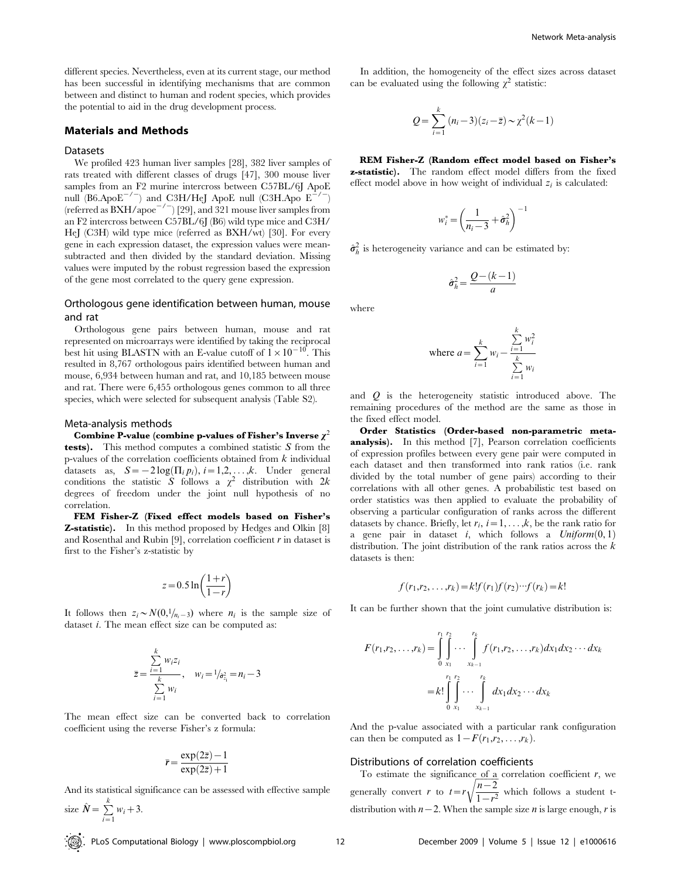different species. Nevertheless, even at its current stage, our method has been successful in identifying mechanisms that are common between and distinct to human and rodent species, which provides the potential to aid in the drug development process.

## Materials and Methods

### Datasets

We profiled 423 human liver samples [28], 382 liver samples of rats treated with different classes of drugs [47], 300 mouse liver samples from an F2 murine intercross between C57BL/6J ApoE null (B6.ApoE$^{-/-}$) and C3H/HeJ ApoE null (C3H.Apo E$^{-/-}$) (referred as BXH/apoe$^{-/-}$) [29], and 321 mouse liver samples from an F2 intercross between C57BL/6J (B6) wild type mice and C3H/HeJ (C3H) wild type mice (referred as BXH/wt) [30]. For every gene in each expression dataset, the expression values were mean-subtracted and then divided by the standard deviation. Missing values were imputed by the robust regression based the expression of the gene most correlated to the query gene expression.

### Orthologous gene identification between human, mouse and rat

Orthologous gene pairs between human, mouse and rat represented on microarrays were identified by taking the reciprocal best hit using BLASTN with an E-value cutoff of $1\times10^{-10}$. This resulted in 8,767 orthologous pairs identified between human and mouse, 6,934 between human and rat, and 10,185 between mouse and rat. There were 6,455 orthologous genes common to all three species, which were selected for subsequent analysis (Table S2).

### Meta-analysis methods

**Combine P-value (combine p-values of Fisher's Inverse $\chi^2$ tests).** This method computes a combined statistic $S$ from the p-values of the correlation coefficients obtained from $k$ individual datasets as, $S=-2\log(\Pi_i p_i)$, $i=1,2,\ldots,k$. Under general conditions the statistic $S$ follows a $\chi^2$ distribution with $2k$ degrees of freedom under the joint null hypothesis of no correlation.

**FEM Fisher-Z (Fixed effect models based on Fisher's Z-statistic).** In this method proposed by Hedges and Olkin [8] and Rosenthal and Rubin [9], correlation coefficient $r$ in dataset is first to the Fisher's z-statistic by

$$z=0.5\ln\left(\frac{1+r}{1-r}\right)$$

It follows then $z_i\sim N(0,{}^1/_{n_i-3})$ where $n_i$ is the sample size of dataset $i$. The mean effect size can be computed as:

$$\bar{z}=\frac{\sum_{i=1}^{k}w_i z_i}{\sum_{i=1}^{k}w_i},\quad w_i={}^1/_{\sigma^2_{z_i}}=n_i-3$$

The mean effect size can be converted back to correlation coefficient using the reverse Fisher's z formula:

$$\bar{r}=\frac{\exp(2\bar{z})-1}{\exp(2\bar{z})+1}$$

And its statistical significance can be assessed with effective sample size $\hat{N}=\sum_{i=1}^{k}w_i+3$.

In addition, the homogeneity of the effect sizes across dataset can be evaluated using the following $\chi^2$ statistic:

$$Q=\sum_{i=1}^{k}(n_i-3)(z_i-\bar{z})\sim\chi^2(k-1)$$

**REM Fisher-Z (Random effect model based on Fisher's z-statistic).** The random effect model differs from the fixed effect model above in how weight of individual $z_i$ is calculated:

$$w_i^*=\left(\frac{1}{n_i-3}+\hat{\sigma}_h^2\right)^{-1}$$

$\hat{\sigma}_h^2$ is heterogeneity variance and can be estimated by:

$$\hat{\sigma}_h^2=\frac{Q-(k-1)}{a}$$

where

$$\text{where } a=\sum_{i=1}^{k}w_i-\frac{\sum_{i=1}^{k}w_i^2}{\sum_{i=1}^{k}w_i}$$

and $Q$ is the heterogeneity statistic introduced above. The remaining procedures of the method are the same as those in the fixed effect model.

**Order Statistics (Order-based non-parametric meta-analysis).** In this method [7], Pearson correlation coefficients of expression profiles between every gene pair were computed in each dataset and then transformed into rank ratios (i.e. rank divided by the total number of gene pairs) according to their correlations with all other genes. A probabilistic test based on order statistics was then applied to evaluate the probability of observing a particular configuration of ranks across the different datasets by chance. Briefly, let $r_i$, $i=1,\ldots,k$, be the rank ratio for a gene pair in dataset $i$, which follows a $Uniform(0,1)$ distribution. The joint distribution of the rank ratios across the $k$ datasets is then:

$$f(r_1,r_2,\ldots,r_k)=k!f(r_1)f(r_2)\cdots f(r_k)=k!$$

It can be further shown that the joint cumulative distribution is:

$$F(r_1,r_2,\ldots,r_k)=\int_0^{r_1}\int_{x_1}^{r_2}\cdots\int_{x_{k-1}}^{r_k}f(r_1,r_2,\ldots,r_k)dx_1dx_2\cdots dx_k$$
$$=k!\int_0^{r_1}\int_{x_1}^{r_2}\cdots\int_{x_{k-1}}^{r_k}dx_1dx_2\cdots dx_k$$

And the p-value associated with a particular rank configuration can then be computed as $1-F(r_1,r_2,\ldots,r_k)$.

### Distributions of correlation coefficients

To estimate the significance of a correlation coefficient $r$, we generally convert $r$ to $t=r\sqrt{\frac{n-2}{1-r^2}}$ which follows a student t-distribution with $n-2$. When the sample size $n$ is large enough, $r$ is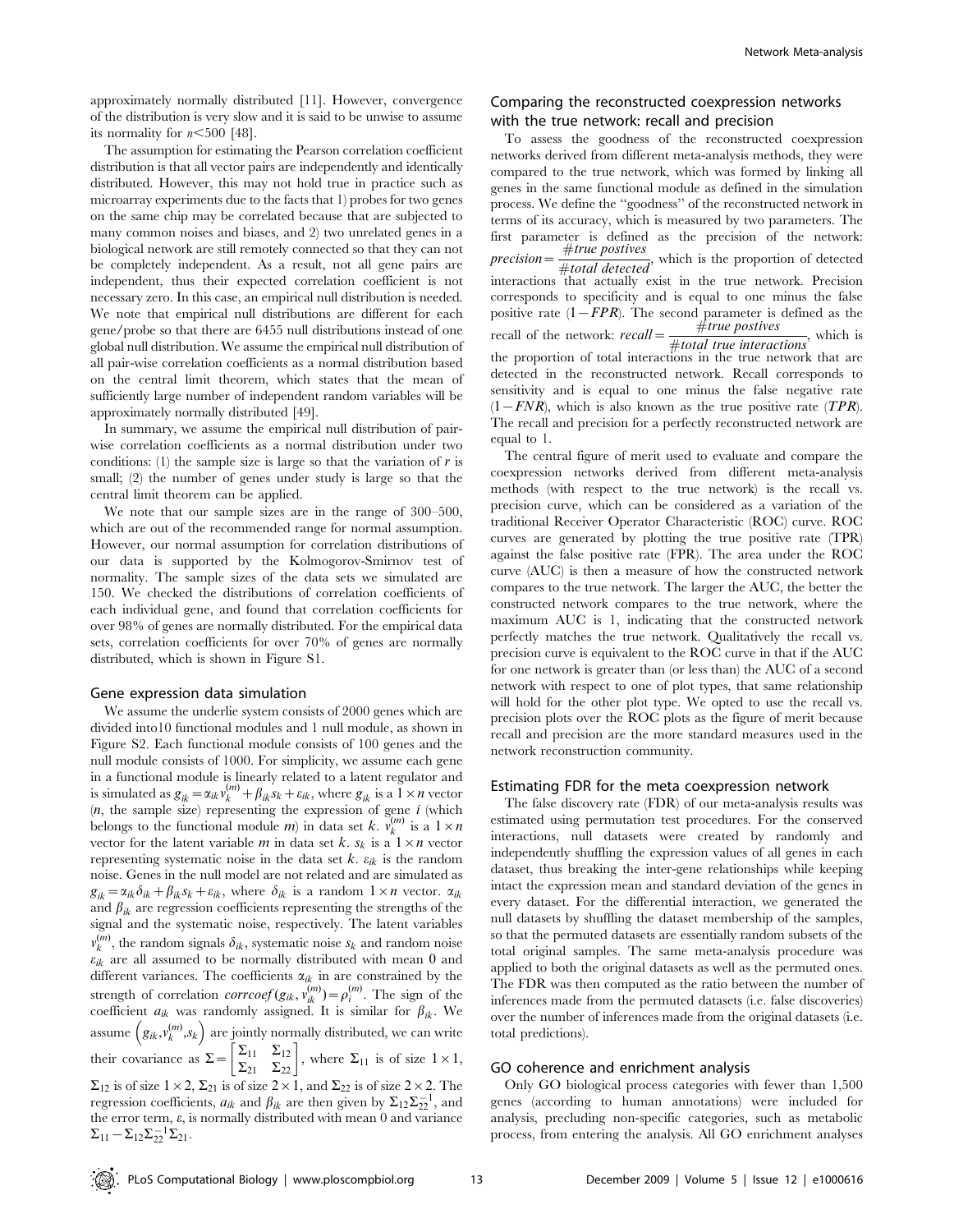approximately normally distributed [11]. However, convergence of the distribution is very slow and it is said to be unwise to assume its normality for $n<500$ [48].

The assumption for estimating the Pearson correlation coefficient distribution is that all vector pairs are independently and identically distributed. However, this may not hold true in practice such as microarray experiments due to the facts that 1) probes for two genes on the same chip may be correlated because that are subjected to many common noises and biases, and 2) two unrelated genes in a biological network are still remotely connected so that they can not be completely independent. As a result, not all gene pairs are independent, thus their expected correlation coefficient is not necessary zero. In this case, an empirical null distribution is needed. We note that empirical null distributions are different for each gene/probe so that there are 6455 null distributions instead of one global null distribution. We assume the empirical null distribution of all pair-wise correlation coefficients as a normal distribution based on the central limit theorem, which states that the mean of sufficiently large number of independent random variables will be approximately normally distributed [49].

In summary, we assume the empirical null distribution of pair-wise correlation coefficients as a normal distribution under two conditions: (1) the sample size is large so that the variation of $r$ is small; (2) the number of genes under study is large so that the central limit theorem can be applied.

We note that our sample sizes are in the range of 300–500, which are out of the recommended range for normal assumption. However, our normal assumption for correlation distributions of our data is supported by the Kolmogorov-Smirnov test of normality. The sample sizes of the data sets we simulated are 150. We checked the distributions of correlation coefficients of each individual gene, and found that correlation coefficients for over 98% of genes are normally distributed. For the empirical data sets, correlation coefficients for over 70% of genes are normally distributed, which is shown in Figure S1.

## Gene expression data simulation

We assume the underlie system consists of 2000 genes which are divided into10 functional modules and 1 null module, as shown in Figure S2. Each functional module consists of 100 genes and the null module consists of 1000. For simplicity, we assume each gene in a functional module is linearly related to a latent regulator and is simulated as $g_{ik} = \alpha_{ik} v_k^{(m)} + \beta_{ik} s_k + \varepsilon_{ik}$, where $g_{ik}$ is a $1 \times n$ vector ($n$, the sample size) representing the expression of gene $i$ (which belongs to the functional module $m$) in data set $k$. $v_k^{(m)}$ is a $1 \times n$ vector for the latent variable $m$ in data set $k$. $s_k$ is a $1 \times n$ vector representing systematic noise in the data set $k$. $\varepsilon_{ik}$ is the random noise. Genes in the null model are not related and are simulated as $g_{ik} = \alpha_{ik} \delta_{ik} + \beta_{ik} s_k + \varepsilon_{ik}$, where $\delta_{ik}$ is a random $1 \times n$ vector. $\alpha_{ik}$ and $\beta_{ik}$ are regression coefficients representing the strengths of the signal and the systematic noise, respectively. The latent variables $v_k^{(m)}$, the random signals $\delta_{ik}$, systematic noise $s_k$ and random noise $\varepsilon_{ik}$ are all assumed to be normally distributed with mean 0 and different variances. The coefficients $\alpha_{ik}$ in are constrained by the strength of correlation $corrcoef(g_{ik}, v_{ik}^{(m)}) = \rho_i^{(m)}$. The sign of the coefficient $a_{ik}$ was randomly assigned. It is similar for $\beta_{ik}$. We assume $\left(g_{ik}, v_k^{(m)}, s_k\right)$ are jointly normally distributed, we can write their covariance as $\Sigma = \begin{bmatrix} \Sigma_{11} & \Sigma_{12} \\ \Sigma_{21} & \Sigma_{22} \end{bmatrix}$, where $\Sigma_{11}$ is of size $1 \times 1$, $\Sigma_{12}$ is of size $1 \times 2$, $\Sigma_{21}$ is of size $2 \times 1$, and $\Sigma_{22}$ is of size $2 \times 2$. The regression coefficients, $a_{ik}$ and $\beta_{ik}$ are then given by $\Sigma_{12}\Sigma_{22}^{-1}$, and the error term, $\varepsilon$, is normally distributed with mean 0 and variance $\Sigma_{11} - \Sigma_{12}\Sigma_{22}^{-1}\Sigma_{21}$.

## Comparing the reconstructed coexpression networks with the true network: recall and precision

To assess the goodness of the reconstructed coexpression networks derived from different meta-analysis methods, they were compared to the true network, which was formed by linking all genes in the same functional module as defined in the simulation process. We define the "goodness" of the reconstructed network in terms of its accuracy, which is measured by two parameters. The first parameter is defined as the precision of the network: $precision = \frac{\#true\ postives}{\#total\ detected}$, which is the proportion of detected interactions that actually exist in the true network. Precision corresponds to specificity and is equal to one minus the false positive rate ($1-FPR$). The second parameter is defined as the recall of the network: $recall = \frac{\#true\ postives}{\#total\ true\ interactions}$, which is the proportion of total interactions in the true network that are detected in the reconstructed network. Recall corresponds to sensitivity and is equal to one minus the false negative rate ($1-FNR$), which is also known as the true positive rate ($TPR$). The recall and precision for a perfectly reconstructed network are equal to 1.

The central figure of merit used to evaluate and compare the coexpression networks derived from different meta-analysis methods (with respect to the true network) is the recall vs. precision curve, which can be considered as a variation of the traditional Receiver Operator Characteristic (ROC) curve. ROC curves are generated by plotting the true positive rate (TPR) against the false positive rate (FPR). The area under the ROC curve (AUC) is then a measure of how the constructed network compares to the true network. The larger the AUC, the better the constructed network compares to the true network, where the maximum AUC is 1, indicating that the constructed network perfectly matches the true network. Qualitatively the recall vs. precision curve is equivalent to the ROC curve in that if the AUC for one network is greater than (or less than) the AUC of a second network with respect to one of plot types, that same relationship will hold for the other plot type. We opted to use the recall vs. precision plots over the ROC plots as the figure of merit because recall and precision are the more standard measures used in the network reconstruction community.

## Estimating FDR for the meta coexpression network

The false discovery rate (FDR) of our meta-analysis results was estimated using permutation test procedures. For the conserved interactions, null datasets were created by randomly and independently shuffling the expression values of all genes in each dataset, thus breaking the inter-gene relationships while keeping intact the expression mean and standard deviation of the genes in every dataset. For the differential interaction, we generated the null datasets by shuffling the dataset membership of the samples, so that the permuted datasets are essentially random subsets of the total original samples. The same meta-analysis procedure was applied to both the original datasets as well as the permuted ones. The FDR was then computed as the ratio between the number of inferences made from the permuted datasets (i.e. false discoveries) over the number of inferences made from the original datasets (i.e. total predictions).

## GO coherence and enrichment analysis

Only GO biological process categories with fewer than 1,500 genes (according to human annotations) were included for analysis, precluding non-specific categories, such as metabolic process, from entering the analysis. All GO enrichment analyses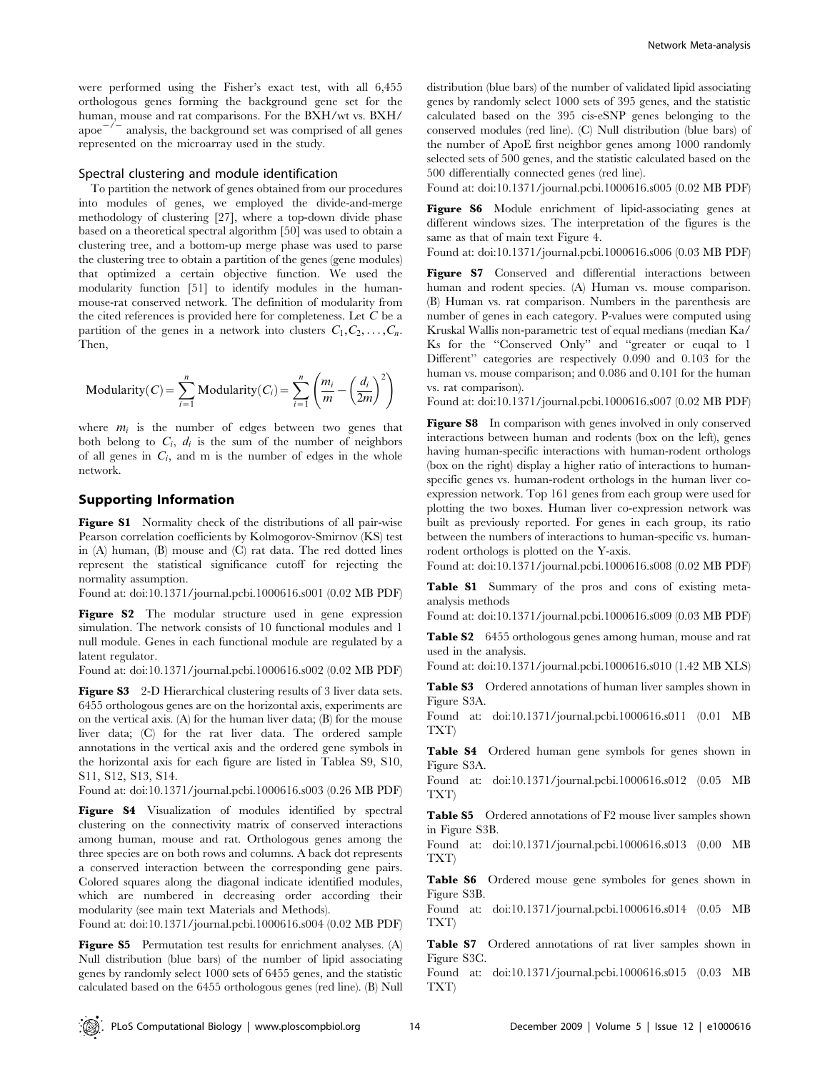were performed using the Fisher's exact test, with all 6,455 orthologous genes forming the background gene set for the human, mouse and rat comparisons. For the BXH/wt vs. BXH/apoe$^{-/-}$ analysis, the background set was comprised of all genes represented on the microarray used in the study.

### Spectral clustering and module identification

To partition the network of genes obtained from our procedures into modules of genes, we employed the divide-and-merge methodology of clustering [27], where a top-down divide phase based on a theoretical spectral algorithm [50] was used to obtain a clustering tree, and a bottom-up merge phase was used to parse the clustering tree to obtain a partition of the genes (gene modules) that optimized a certain objective function. We used the modularity function [51] to identify modules in the human-mouse-rat conserved network. The definition of modularity from the cited references is provided here for completeness. Let $C$ be a partition of the genes in a network into clusters $C_1, C_2, \ldots, C_n$. Then,

$$\text{Modularity}(C) = \sum_{i=1}^{n} \text{Modularity}(C_i) = \sum_{i=1}^{n} \left( \frac{m_i}{m} - \left( \frac{d_i}{2m} \right)^2 \right)$$

where $m_i$ is the number of edges between two genes that both belong to $C_i$, $d_i$ is the sum of the number of neighbors of all genes in $C_i$, and m is the number of edges in the whole network.

## Supporting Information

**Figure S1** Normality check of the distributions of all pair-wise Pearson correlation coefficients by Kolmogorov-Smirnov (KS) test in (A) human, (B) mouse and (C) rat data. The red dotted lines represent the statistical significance cutoff for rejecting the normality assumption.

Found at: doi:10.1371/journal.pcbi.1000616.s001 (0.02 MB PDF)

**Figure S2** The modular structure used in gene expression simulation. The network consists of 10 functional modules and 1 null module. Genes in each functional module are regulated by a latent regulator.

Found at: doi:10.1371/journal.pcbi.1000616.s002 (0.02 MB PDF)

**Figure S3** 2-D Hierarchical clustering results of 3 liver data sets. 6455 orthologous genes are on the horizontal axis, experiments are on the vertical axis. (A) for the human liver data; (B) for the mouse liver data; (C) for the rat liver data. The ordered sample annotations in the vertical axis and the ordered gene symbols in the horizontal axis for each figure are listed in Tablea S9, S10, S11, S12, S13, S14.

Found at: doi:10.1371/journal.pcbi.1000616.s003 (0.26 MB PDF)

**Figure S4** Visualization of modules identified by spectral clustering on the connectivity matrix of conserved interactions among human, mouse and rat. Orthologous genes among the three species are on both rows and columns. A back dot represents a conserved interaction between the corresponding gene pairs. Colored squares along the diagonal indicate identified modules, which are numbered in decreasing order according their modularity (see main text Materials and Methods).

Found at: doi:10.1371/journal.pcbi.1000616.s004 (0.02 MB PDF)

**Figure S5** Permutation test results for enrichment analyses. (A) Null distribution (blue bars) of the number of lipid associating genes by randomly select 1000 sets of 6455 genes, and the statistic calculated based on the 6455 orthologous genes (red line). (B) Null distribution (blue bars) of the number of validated lipid associating genes by randomly select 1000 sets of 395 genes, and the statistic calculated based on the 395 cis-eSNP genes belonging to the conserved modules (red line). (C) Null distribution (blue bars) of the number of ApoE first neighbor genes among 1000 randomly selected sets of 500 genes, and the statistic calculated based on the 500 differentially connected genes (red line).

Found at: doi:10.1371/journal.pcbi.1000616.s005 (0.02 MB PDF)

**Figure S6** Module enrichment of lipid-associating genes at different windows sizes. The interpretation of the figures is the same as that of main text Figure 4.

Found at: doi:10.1371/journal.pcbi.1000616.s006 (0.03 MB PDF)

**Figure S7** Conserved and differential interactions between human and rodent species. (A) Human vs. mouse comparison. (B) Human vs. rat comparison. Numbers in the parenthesis are number of genes in each category. P-values were computed using Kruskal Wallis non-parametric test of equal medians (median Ka/Ks for the "Conserved Only" and "greater or euqal to 1 Different" categories are respectively 0.090 and 0.103 for the human vs. mouse comparison; and 0.086 and 0.101 for the human vs. rat comparison).

Found at: doi:10.1371/journal.pcbi.1000616.s007 (0.02 MB PDF)

**Figure S8** In comparison with genes involved in only conserved interactions between human and rodents (box on the left), genes having human-specific interactions with human-rodent orthologs (box on the right) display a higher ratio of interactions to human-specific genes vs. human-rodent orthologs in the human liver co-expression network. Top 161 genes from each group were used for plotting the two boxes. Human liver co-expression network was built as previously reported. For genes in each group, its ratio between the numbers of interactions to human-specific vs. human-rodent orthologs is plotted on the Y-axis.

Found at: doi:10.1371/journal.pcbi.1000616.s008 (0.02 MB PDF)

**Table S1** Summary of the pros and cons of existing meta-analysis methods

Found at: doi:10.1371/journal.pcbi.1000616.s009 (0.03 MB PDF)

**Table S2** 6455 orthologous genes among human, mouse and rat used in the analysis.

Found at: doi:10.1371/journal.pcbi.1000616.s010 (1.42 MB XLS)

**Table S3** Ordered annotations of human liver samples shown in Figure S3A.

Found at: doi:10.1371/journal.pcbi.1000616.s011 (0.01 MB TXT)

**Table S4** Ordered human gene symbols for genes shown in Figure S3A.

Found at: doi:10.1371/journal.pcbi.1000616.s012 (0.05 MB TXT)

**Table S5** Ordered annotations of F2 mouse liver samples shown in Figure S3B.

Found at: doi:10.1371/journal.pcbi.1000616.s013 (0.00 MB TXT)

**Table S6** Ordered mouse gene symboles for genes shown in Figure S3B.

Found at: doi:10.1371/journal.pcbi.1000616.s014 (0.05 MB TXT)

**Table S7** Ordered annotations of rat liver samples shown in Figure S3C.

Found at: doi:10.1371/journal.pcbi.1000616.s015 (0.03 MB TXT)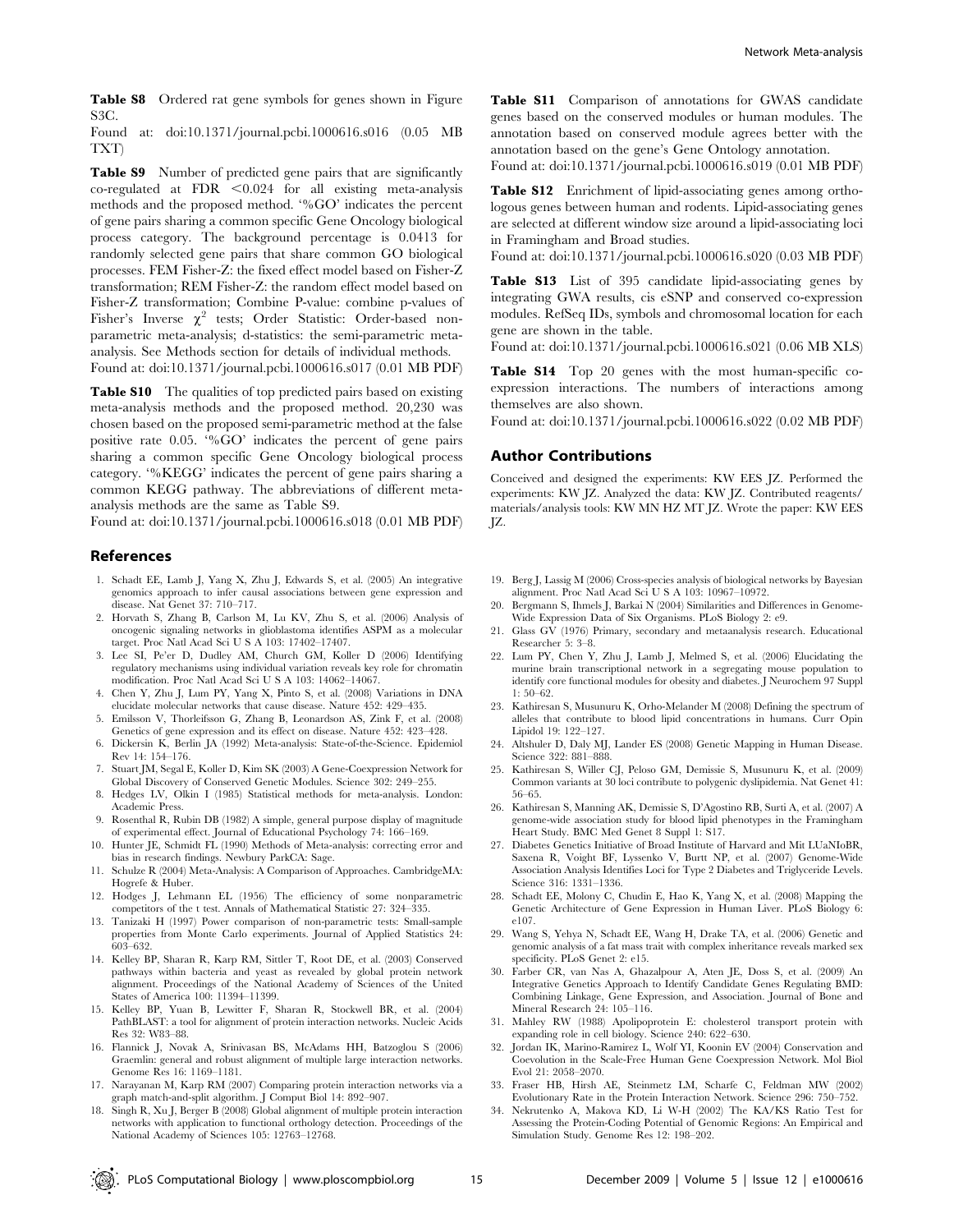**Table S8** Ordered rat gene symbols for genes shown in Figure S3C.
Found at: doi:10.1371/journal.pcbi.1000616.s016 (0.05 MB TXT)

**Table S9** Number of predicted gene pairs that are significantly co-regulated at FDR <0.024 for all existing meta-analysis methods and the proposed method. '%GO' indicates the percent of gene pairs sharing a common specific Gene Oncology biological process category. The background percentage is 0.0413 for randomly selected gene pairs that share common GO biological processes. FEM Fisher-Z: the fixed effect model based on Fisher-Z transformation; REM Fisher-Z: the random effect model based on Fisher-Z transformation; Combine P-value: combine p-values of Fisher's Inverse $\chi^2$ tests; Order Statistic: Order-based non-parametric meta-analysis; d-statistics: the semi-parametric meta-analysis. See Methods section for details of individual methods.
Found at: doi:10.1371/journal.pcbi.1000616.s017 (0.01 MB PDF)

**Table S10** The qualities of top predicted pairs based on existing meta-analysis methods and the proposed method. 20,230 was chosen based on the proposed semi-parametric method at the false positive rate 0.05. '%GO' indicates the percent of gene pairs sharing a common specific Gene Oncology biological process category. '%KEGG' indicates the percent of gene pairs sharing a common KEGG pathway. The abbreviations of different meta-analysis methods are the same as Table S9.
Found at: doi:10.1371/journal.pcbi.1000616.s018 (0.01 MB PDF)

**Table S11** Comparison of annotations for GWAS candidate genes based on the conserved modules or human modules. The annotation based on conserved module agrees better with the annotation based on the gene's Gene Ontology annotation.
Found at: doi:10.1371/journal.pcbi.1000616.s019 (0.01 MB PDF)

**Table S12** Enrichment of lipid-associating genes among orthologous genes between human and rodents. Lipid-associating genes are selected at different window size around a lipid-associating loci in Framingham and Broad studies.
Found at: doi:10.1371/journal.pcbi.1000616.s020 (0.03 MB PDF)

**Table S13** List of 395 candidate lipid-associating genes by integrating GWA results, cis eSNP and conserved co-expression modules. RefSeq IDs, symbols and chromosomal location for each gene are shown in the table.
Found at: doi:10.1371/journal.pcbi.1000616.s021 (0.06 MB XLS)

**Table S14** Top 20 genes with the most human-specific co-expression interactions. The numbers of interactions among themselves are also shown.
Found at: doi:10.1371/journal.pcbi.1000616.s022 (0.02 MB PDF)

## Author Contributions

Conceived and designed the experiments: KW EES JZ. Performed the experiments: KW JZ. Analyzed the data: KW JZ. Contributed reagents/materials/analysis tools: KW MN HZ MT JZ. Wrote the paper: KW EES JZ.

## References

1. Schadt EE, Lamb J, Yang X, Zhu J, Edwards S, et al. (2005) An integrative genomics approach to infer causal associations between gene expression and disease. Nat Genet 37: 710–717.
2. Horvath S, Zhang B, Carlson M, Lu KV, Zhu S, et al. (2006) Analysis of oncogenic signaling networks in glioblastoma identifies ASPM as a molecular target. Proc Natl Acad Sci U S A 103: 17402–17407.
3. Lee SI, Pe'er D, Dudley AM, Church GM, Koller D (2006) Identifying regulatory mechanisms using individual variation reveals key role for chromatin modification. Proc Natl Acad Sci U S A 103: 14062–14067.
4. Chen Y, Zhu J, Lum PY, Yang X, Pinto S, et al. (2008) Variations in DNA elucidate molecular networks that cause disease. Nature 452: 429–435.
5. Emilsson V, Thorleifsson G, Zhang B, Leonardson AS, Zink F, et al. (2008) Genetics of gene expression and its effect on disease. Nature 452: 423–428.
6. Dickersin K, Berlin JA (1992) Meta-analysis: State-of-the-Science. Epidemiol Rev 14: 154–176.
7. Stuart JM, Segal E, Koller D, Kim SK (2003) A Gene-Coexpression Network for Global Discovery of Conserved Genetic Modules. Science 302: 249–255.
8. Hedges LV, Olkin I (1985) Statistical methods for meta-analysis. London: Academic Press.
9. Rosenthal R, Rubin DB (1982) A simple, general purpose display of magnitude of experimental effect. Journal of Educational Psychology 74: 166–169.
10. Hunter JE, Schmidt FL (1990) Methods of Meta-analysis: correcting error and bias in research findings. Newbury ParkCA: Sage.
11. Schulze R (2004) Meta-Analysis: A Comparison of Approaches. CambridgeMA: Hogrefe & Huber.
12. Hodges J, Lehmann EL (1956) The efficiency of some nonparametric competitors of the t test. Annals of Mathematical Statistic 27: 324–335.
13. Tanizaki H (1997) Power comparison of non-parametric tests: Small-sample properties from Monte Carlo experiments. Journal of Applied Statistics 24: 603–632.
14. Kelley BP, Sharan R, Karp RM, Sittler T, Root DE, et al. (2003) Conserved pathways within bacteria and yeast as revealed by global protein network alignment. Proceedings of the National Academy of Sciences of the United States of America 100: 11394–11399.
15. Kelley BP, Yuan B, Lewitter F, Sharan R, Stockwell BR, et al. (2004) PathBLAST: a tool for alignment of protein interaction networks. Nucleic Acids Res 32: W83–88.
16. Flannick J, Novak A, Srinivasan BS, McAdams HH, Batzoglou S (2006) Graemlin: general and robust alignment of multiple large interaction networks. Genome Res 16: 1169–1181.
17. Narayanan M, Karp RM (2007) Comparing protein interaction networks via a graph match-and-split algorithm. J Comput Biol 14: 892–907.
18. Singh R, Xu J, Berger B (2008) Global alignment of multiple protein interaction networks with application to functional orthology detection. Proceedings of the National Academy of Sciences 105: 12763–12768.
19. Berg J, Lassig M (2006) Cross-species analysis of biological networks by Bayesian alignment. Proc Natl Acad Sci U S A 103: 10967–10972.
20. Bergmann S, Ihmels J, Barkai N (2004) Similarities and Differences in Genome-Wide Expression Data of Six Organisms. PLoS Biology 2: e9.
21. Glass GV (1976) Primary, secondary and metaanalysis research. Educational Researcher 5: 3–8.
22. Lum PY, Chen Y, Zhu J, Lamb J, Melmed S, et al. (2006) Elucidating the murine brain transcriptional network in a segregating mouse population to identify core functional modules for obesity and diabetes. J Neurochem 97 Suppl 1: 50–62.
23. Kathiresan S, Musunuru K, Orho-Melander M (2008) Defining the spectrum of alleles that contribute to blood lipid concentrations in humans. Curr Opin Lipidol 19: 122–127.
24. Altshuler D, Daly MJ, Lander ES (2008) Genetic Mapping in Human Disease. Science 322: 881–888.
25. Kathiresan S, Willer CJ, Peloso GM, Demissie S, Musunuru K, et al. (2009) Common variants at 30 loci contribute to polygenic dyslipidemia. Nat Genet 41: 56–65.
26. Kathiresan S, Manning AK, Demissie S, D'Agostino RB, Surti A, et al. (2007) A genome-wide association study for blood lipid phenotypes in the Framingham Heart Study. BMC Med Genet 8 Suppl 1: S17.
27. Diabetes Genetics Initiative of Broad Institute of Harvard and Mit LUaNIoBR, Saxena R, Voight BF, Lyssenko V, Burtt NP, et al. (2007) Genome-Wide Association Analysis Identifies Loci for Type 2 Diabetes and Triglyceride Levels. Science 316: 1331–1336.
28. Schadt EE, Molony C, Chudin E, Hao K, Yang X, et al. (2008) Mapping the Genetic Architecture of Gene Expression in Human Liver. PLoS Biology 6: e107.
29. Wang S, Yehya N, Schadt EE, Wang H, Drake TA, et al. (2006) Genetic and genomic analysis of a fat mass trait with complex inheritance reveals marked sex specificity. PLoS Genet 2: e15.
30. Farber CR, van Nas A, Ghazalpour A, Aten JE, Doss S, et al. (2009) An Integrative Genetics Approach to Identify Candidate Genes Regulating BMD: Combining Linkage, Gene Expression, and Association. Journal of Bone and Mineral Research 24: 105–116.
31. Mahley RW (1988) Apolipoprotein E: cholesterol transport protein with expanding role in cell biology. Science 240: 622–630.
32. Jordan IK, Marino-Ramirez L, Wolf YI, Koonin EV (2004) Conservation and Coevolution in the Scale-Free Human Gene Coexpression Network. Mol Biol Evol 21: 2058–2070.
33. Fraser HB, Hirsh AE, Steinmetz LM, Scharfe C, Feldman MW (2002) Evolutionary Rate in the Protein Interaction Network. Science 296: 750–752.
34. Nekrutenko A, Makova KD, Li W-H (2002) The KA/KS Ratio Test for Assessing the Protein-Coding Potential of Genomic Regions: An Empirical and Simulation Study. Genome Res 12: 198–202.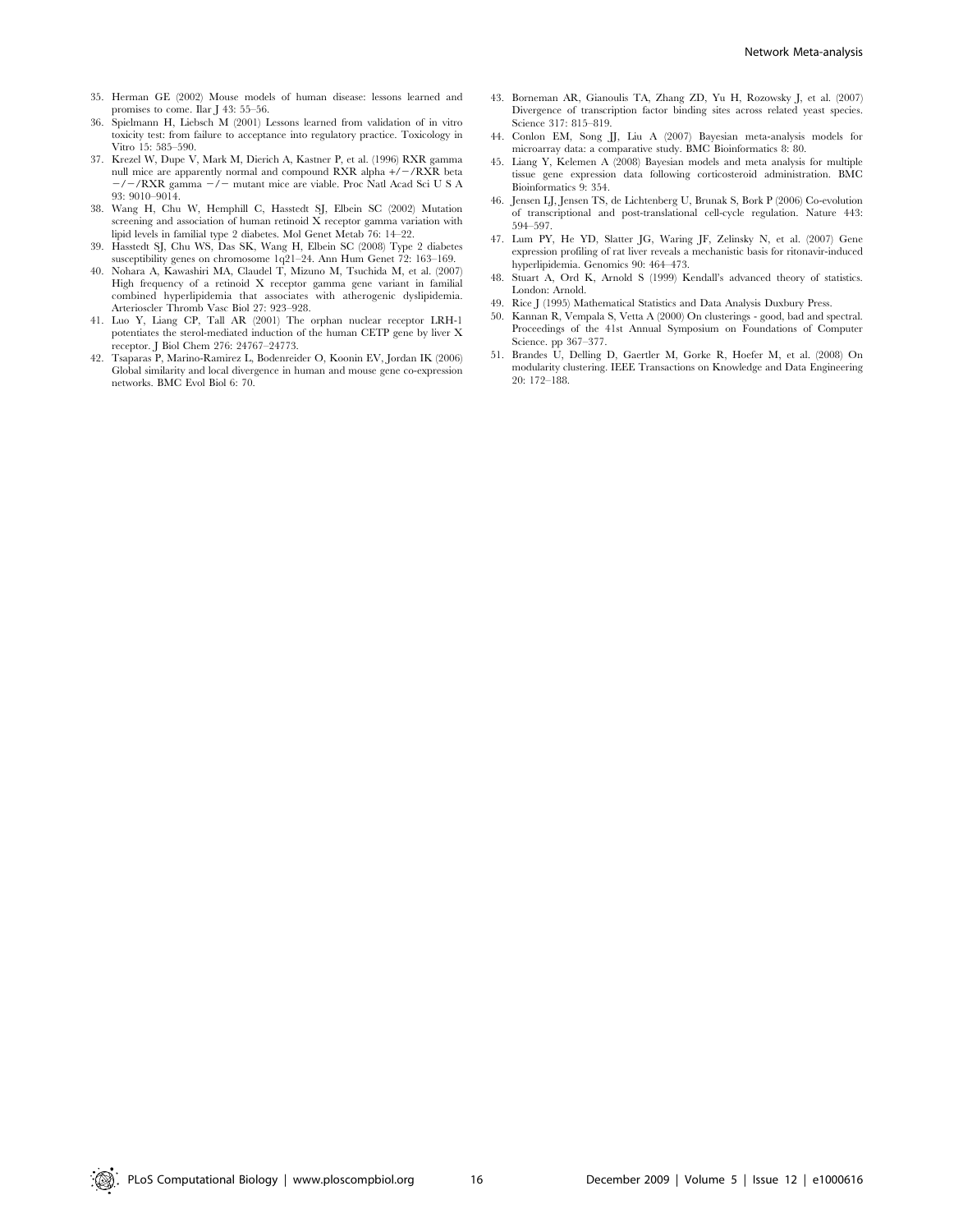35. Herman GE (2002) Mouse models of human disease: lessons learned and promises to come. Ilar J 43: 55–56.
36. Spielmann H, Liebsch M (2001) Lessons learned from validation of in vitro toxicity test: from failure to acceptance into regulatory practice. Toxicology in Vitro 15: 585–590.
37. Krezel W, Dupe V, Mark M, Dierich A, Kastner P, et al. (1996) RXR gamma null mice are apparently normal and compound RXR alpha +/−/RXR beta −/−/RXR gamma −/− mutant mice are viable. Proc Natl Acad Sci U S A 93: 9010–9014.
38. Wang H, Chu W, Hemphill C, Hasstedt SJ, Elbein SC (2002) Mutation screening and association of human retinoid X receptor gamma variation with lipid levels in familial type 2 diabetes. Mol Genet Metab 76: 14–22.
39. Hasstedt SJ, Chu WS, Das SK, Wang H, Elbein SC (2008) Type 2 diabetes susceptibility genes on chromosome 1q21–24. Ann Hum Genet 72: 163–169.
40. Nohara A, Kawashiri MA, Claudel T, Mizuno M, Tsuchida M, et al. (2007) High frequency of a retinoid X receptor gamma gene variant in familial combined hyperlipidemia that associates with atherogenic dyslipidemia. Arterioscler Thromb Vasc Biol 27: 923–928.
41. Luo Y, Liang CP, Tall AR (2001) The orphan nuclear receptor LRH-1 potentiates the sterol-mediated induction of the human CETP gene by liver X receptor. J Biol Chem 276: 24767–24773.
42. Tsaparas P, Marino-Ramirez L, Bodenreider O, Koonin EV, Jordan IK (2006) Global similarity and local divergence in human and mouse gene co-expression networks. BMC Evol Biol 6: 70.
43. Borneman AR, Gianoulis TA, Zhang ZD, Yu H, Rozowsky J, et al. (2007) Divergence of transcription factor binding sites across related yeast species. Science 317: 815–819.
44. Conlon EM, Song JJ, Liu A (2007) Bayesian meta-analysis models for microarray data: a comparative study. BMC Bioinformatics 8: 80.
45. Liang Y, Kelemen A (2008) Bayesian models and meta analysis for multiple tissue gene expression data following corticosteroid administration. BMC Bioinformatics 9: 354.
46. Jensen LJ, Jensen TS, de Lichtenberg U, Brunak S, Bork P (2006) Co-evolution of transcriptional and post-translational cell-cycle regulation. Nature 443: 594–597.
47. Lum PY, He YD, Slatter JG, Waring JF, Zelinsky N, et al. (2007) Gene expression profiling of rat liver reveals a mechanistic basis for ritonavir-induced hyperlipidemia. Genomics 90: 464–473.
48. Stuart A, Ord K, Arnold S (1999) Kendall's advanced theory of statistics. London: Arnold.
49. Rice J (1995) Mathematical Statistics and Data Analysis Duxbury Press.
50. Kannan R, Vempala S, Vetta A (2000) On clusterings - good, bad and spectral. Proceedings of the 41st Annual Symposium on Foundations of Computer Science. pp 367–377.
51. Brandes U, Delling D, Gaertler M, Gorke R, Hoefer M, et al. (2008) On modularity clustering. IEEE Transactions on Knowledge and Data Engineering 20: 172–188.